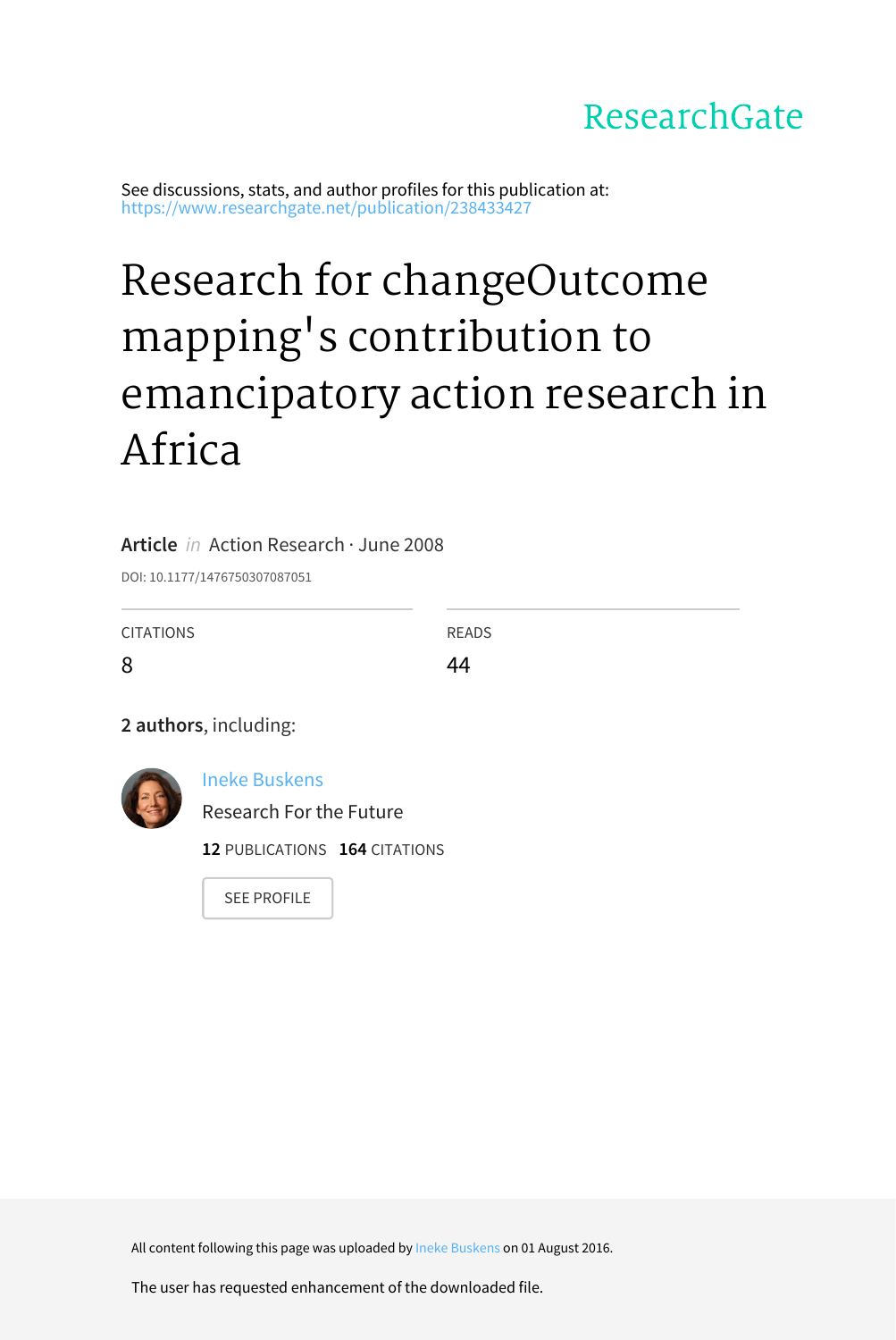ResearchGate

See discussions, stats, and author profiles for this publication at: https://www.researchgate.net/publication/238433427

# Research for changeOutcome mapping's contribution to emancipatory action research in Africa

**Article** *in* Action Research · June 2008

DOI: 10.1177/1476750307087051

| CITATIONS | READS |
|---|---|
| 8 | 44 |

**2 authors**, including:

Ineke Buskens
Research For the Future
**12** PUBLICATIONS **164** CITATIONS

SEE PROFILE

All content following this page was uploaded by Ineke Buskens on 01 August 2016.

The user has requested enhancement of the downloaded file.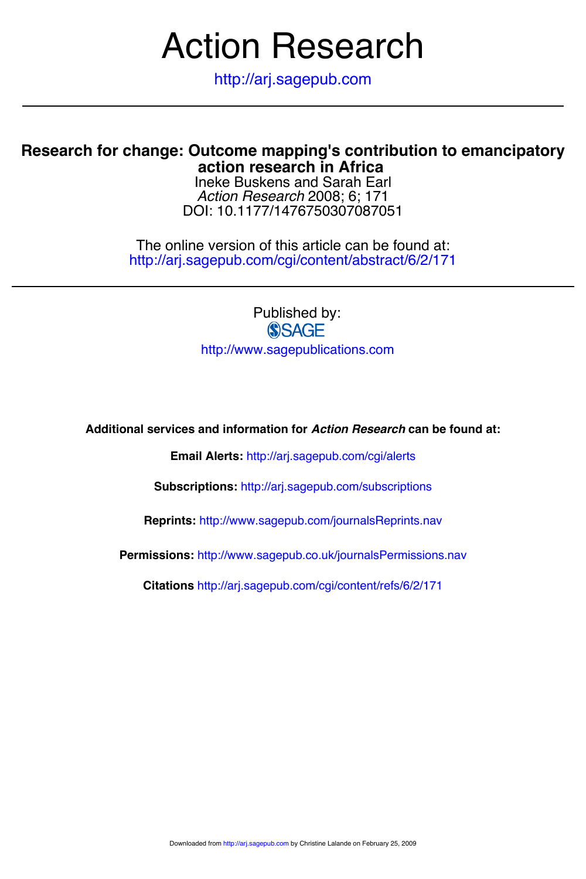# Action Research

http://arj.sagepub.com

## Research for change: Outcome mapping's contribution to emancipatory action research in Africa

Ineke Buskens and Sarah Earl

*Action Research* 2008; 6; 171

DOI: 10.1177/1476750307087051

The online version of this article can be found at:
http://arj.sagepub.com/cgi/content/abstract/6/2/171

Published by:

SAGE

http://www.sagepublications.com

**Additional services and information for *Action Research* can be found at:**

**Email Alerts:** http://arj.sagepub.com/cgi/alerts

**Subscriptions:** http://arj.sagepub.com/subscriptions

**Reprints:** http://www.sagepub.com/journalsReprints.nav

**Permissions:** http://www.sagepub.co.uk/journalsPermissions.nav

**Citations** http://arj.sagepub.com/cgi/content/refs/6/2/171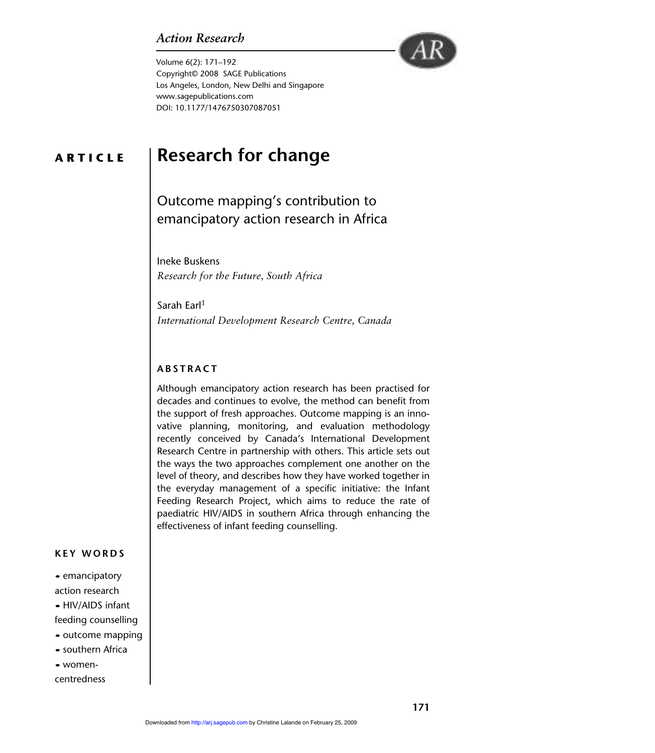ARTICLE

# Research for change

## Outcome mapping's contribution to emancipatory action research in Africa

Ineke Buskens
*Research for the Future, South Africa*

Sarah Earl[1]
*International Development Research Centre, Canada*

### ABSTRACT

Although emancipatory action research has been practised for decades and continues to evolve, the method can benefit from the support of fresh approaches. Outcome mapping is an innovative planning, monitoring, and evaluation methodology recently conceived by Canada's International Development Research Centre in partnership with others. This article sets out the ways the two approaches complement one another on the level of theory, and describes how they have worked together in the everyday management of a specific initiative: the Infant Feeding Research Project, which aims to reduce the rate of paediatric HIV/AIDS in southern Africa through enhancing the effectiveness of infant feeding counselling.

### KEY WORDS

- emancipatory action research
- HIV/AIDS infant feeding counselling
- outcome mapping
- southern Africa
- women-centredness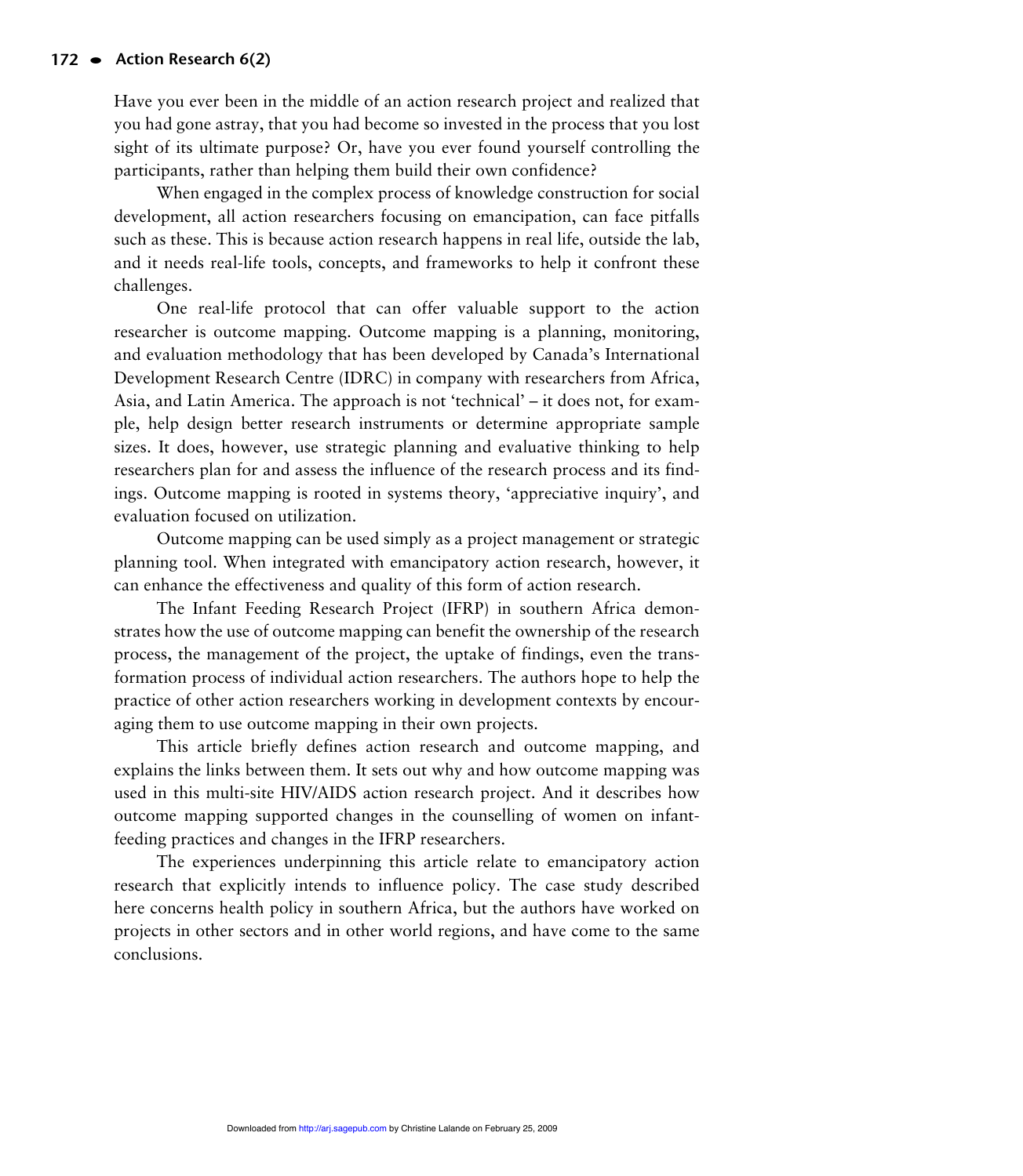Have you ever been in the middle of an action research project and realized that you had gone astray, that you had become so invested in the process that you lost sight of its ultimate purpose? Or, have you ever found yourself controlling the participants, rather than helping them build their own confidence?

When engaged in the complex process of knowledge construction for social development, all action researchers focusing on emancipation, can face pitfalls such as these. This is because action research happens in real life, outside the lab, and it needs real-life tools, concepts, and frameworks to help it confront these challenges.

One real-life protocol that can offer valuable support to the action researcher is outcome mapping. Outcome mapping is a planning, monitoring, and evaluation methodology that has been developed by Canada's International Development Research Centre (IDRC) in company with researchers from Africa, Asia, and Latin America. The approach is not 'technical' – it does not, for example, help design better research instruments or determine appropriate sample sizes. It does, however, use strategic planning and evaluative thinking to help researchers plan for and assess the influence of the research process and its findings. Outcome mapping is rooted in systems theory, 'appreciative inquiry', and evaluation focused on utilization.

Outcome mapping can be used simply as a project management or strategic planning tool. When integrated with emancipatory action research, however, it can enhance the effectiveness and quality of this form of action research.

The Infant Feeding Research Project (IFRP) in southern Africa demonstrates how the use of outcome mapping can benefit the ownership of the research process, the management of the project, the uptake of findings, even the transformation process of individual action researchers. The authors hope to help the practice of other action researchers working in development contexts by encouraging them to use outcome mapping in their own projects.

This article briefly defines action research and outcome mapping, and explains the links between them. It sets out why and how outcome mapping was used in this multi-site HIV/AIDS action research project. And it describes how outcome mapping supported changes in the counselling of women on infant-feeding practices and changes in the IFRP researchers.

The experiences underpinning this article relate to emancipatory action research that explicitly intends to influence policy. The case study described here concerns health policy in southern Africa, but the authors have worked on projects in other sectors and in other world regions, and have come to the same conclusions.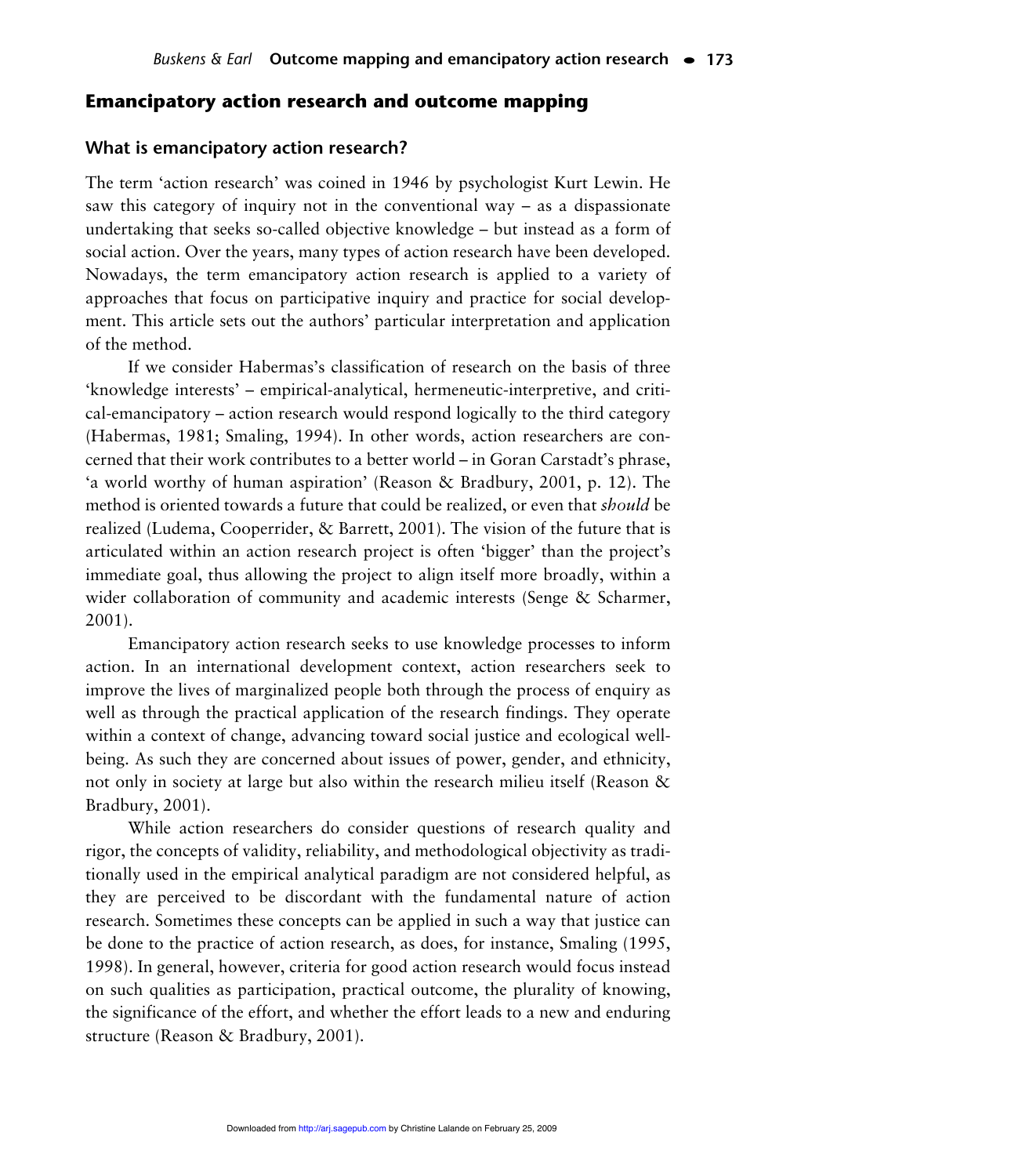## Emancipatory action research and outcome mapping

### What is emancipatory action research?

The term 'action research' was coined in 1946 by psychologist Kurt Lewin. He saw this category of inquiry not in the conventional way – as a dispassionate undertaking that seeks so-called objective knowledge – but instead as a form of social action. Over the years, many types of action research have been developed. Nowadays, the term emancipatory action research is applied to a variety of approaches that focus on participative inquiry and practice for social development. This article sets out the authors' particular interpretation and application of the method.

If we consider Habermas's classification of research on the basis of three 'knowledge interests' – empirical-analytical, hermeneutic-interpretive, and critical-emancipatory – action research would respond logically to the third category (Habermas, 1981; Smaling, 1994). In other words, action researchers are concerned that their work contributes to a better world – in Goran Carstadt's phrase, 'a world worthy of human aspiration' (Reason & Bradbury, 2001, p. 12). The method is oriented towards a future that could be realized, or even that *should* be realized (Ludema, Cooperrider, & Barrett, 2001). The vision of the future that is articulated within an action research project is often 'bigger' than the project's immediate goal, thus allowing the project to align itself more broadly, within a wider collaboration of community and academic interests (Senge & Scharmer, 2001).

Emancipatory action research seeks to use knowledge processes to inform action. In an international development context, action researchers seek to improve the lives of marginalized people both through the process of enquiry as well as through the practical application of the research findings. They operate within a context of change, advancing toward social justice and ecological well-being. As such they are concerned about issues of power, gender, and ethnicity, not only in society at large but also within the research milieu itself (Reason & Bradbury, 2001).

While action researchers do consider questions of research quality and rigor, the concepts of validity, reliability, and methodological objectivity as traditionally used in the empirical analytical paradigm are not considered helpful, as they are perceived to be discordant with the fundamental nature of action research. Sometimes these concepts can be applied in such a way that justice can be done to the practice of action research, as does, for instance, Smaling (1995, 1998). In general, however, criteria for good action research would focus instead on such qualities as participation, practical outcome, the plurality of knowing, the significance of the effort, and whether the effort leads to a new and enduring structure (Reason & Bradbury, 2001).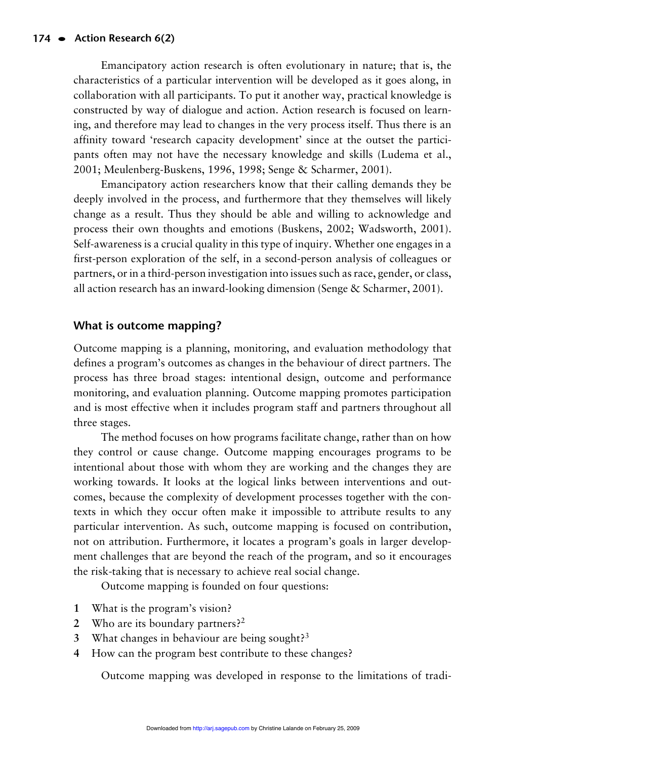Emancipatory action research is often evolutionary in nature; that is, the characteristics of a particular intervention will be developed as it goes along, in collaboration with all participants. To put it another way, practical knowledge is constructed by way of dialogue and action. Action research is focused on learning, and therefore may lead to changes in the very process itself. Thus there is an affinity toward 'research capacity development' since at the outset the participants often may not have the necessary knowledge and skills (Ludema et al., 2001; Meulenberg-Buskens, 1996, 1998; Senge & Scharmer, 2001).

Emancipatory action researchers know that their calling demands they be deeply involved in the process, and furthermore that they themselves will likely change as a result. Thus they should be able and willing to acknowledge and process their own thoughts and emotions (Buskens, 2002; Wadsworth, 2001). Self-awareness is a crucial quality in this type of inquiry. Whether one engages in a first-person exploration of the self, in a second-person analysis of colleagues or partners, or in a third-person investigation into issues such as race, gender, or class, all action research has an inward-looking dimension (Senge & Scharmer, 2001).

## What is outcome mapping?

Outcome mapping is a planning, monitoring, and evaluation methodology that defines a program's outcomes as changes in the behaviour of direct partners. The process has three broad stages: intentional design, outcome and performance monitoring, and evaluation planning. Outcome mapping promotes participation and is most effective when it includes program staff and partners throughout all three stages.

The method focuses on how programs facilitate change, rather than on how they control or cause change. Outcome mapping encourages programs to be intentional about those with whom they are working and the changes they are working towards. It looks at the logical links between interventions and outcomes, because the complexity of development processes together with the contexts in which they occur often make it impossible to attribute results to any particular intervention. As such, outcome mapping is focused on contribution, not on attribution. Furthermore, it locates a program's goals in larger development challenges that are beyond the reach of the program, and so it encourages the risk-taking that is necessary to achieve real social change.

Outcome mapping is founded on four questions:

1. What is the program's vision?
2. Who are its boundary partners?[2]
3. What changes in behaviour are being sought?[3]
4. How can the program best contribute to these changes?

Outcome mapping was developed in response to the limitations of tradi-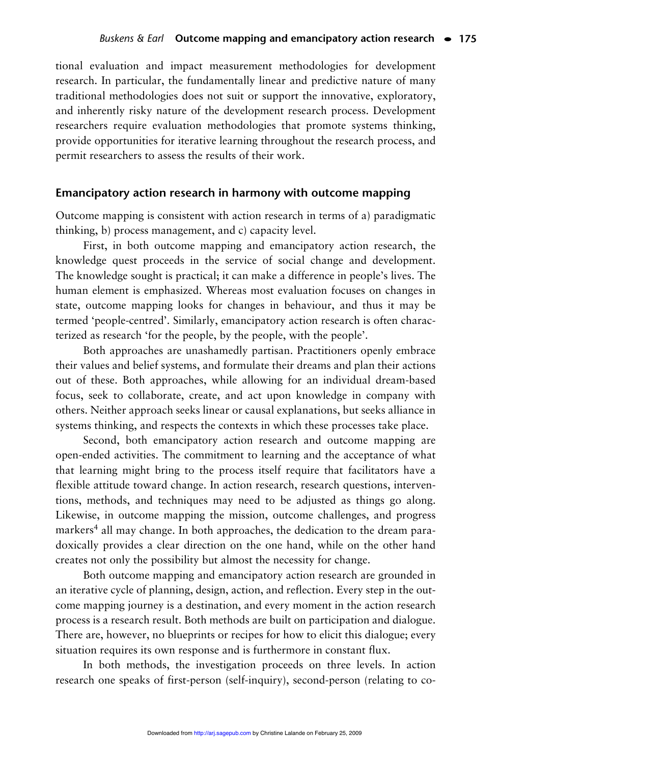tional evaluation and impact measurement methodologies for development research. In particular, the fundamentally linear and predictive nature of many traditional methodologies does not suit or support the innovative, exploratory, and inherently risky nature of the development research process. Development researchers require evaluation methodologies that promote systems thinking, provide opportunities for iterative learning throughout the research process, and permit researchers to assess the results of their work.

## Emancipatory action research in harmony with outcome mapping

Outcome mapping is consistent with action research in terms of a) paradigmatic thinking, b) process management, and c) capacity level.

First, in both outcome mapping and emancipatory action research, the knowledge quest proceeds in the service of social change and development. The knowledge sought is practical; it can make a difference in people's lives. The human element is emphasized. Whereas most evaluation focuses on changes in state, outcome mapping looks for changes in behaviour, and thus it may be termed 'people-centred'. Similarly, emancipatory action research is often characterized as research 'for the people, by the people, with the people'.

Both approaches are unashamedly partisan. Practitioners openly embrace their values and belief systems, and formulate their dreams and plan their actions out of these. Both approaches, while allowing for an individual dream-based focus, seek to collaborate, create, and act upon knowledge in company with others. Neither approach seeks linear or causal explanations, but seeks alliance in systems thinking, and respects the contexts in which these processes take place.

Second, both emancipatory action research and outcome mapping are open-ended activities. The commitment to learning and the acceptance of what that learning might bring to the process itself require that facilitators have a flexible attitude toward change. In action research, research questions, interventions, methods, and techniques may need to be adjusted as things go along. Likewise, in outcome mapping the mission, outcome challenges, and progress markers[4] all may change. In both approaches, the dedication to the dream paradoxically provides a clear direction on the one hand, while on the other hand creates not only the possibility but almost the necessity for change.

Both outcome mapping and emancipatory action research are grounded in an iterative cycle of planning, design, action, and reflection. Every step in the outcome mapping journey is a destination, and every moment in the action research process is a research result. Both methods are built on participation and dialogue. There are, however, no blueprints or recipes for how to elicit this dialogue; every situation requires its own response and is furthermore in constant flux.

In both methods, the investigation proceeds on three levels. In action research one speaks of first-person (self-inquiry), second-person (relating to co-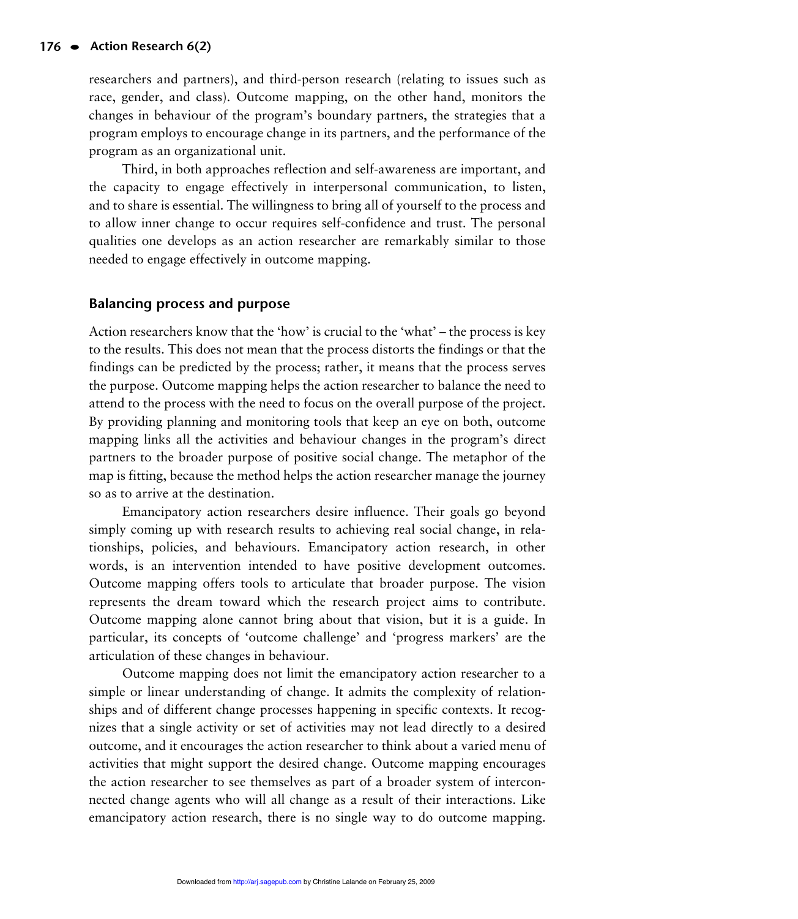researchers and partners), and third-person research (relating to issues such as race, gender, and class). Outcome mapping, on the other hand, monitors the changes in behaviour of the program's boundary partners, the strategies that a program employs to encourage change in its partners, and the performance of the program as an organizational unit.

Third, in both approaches reflection and self-awareness are important, and the capacity to engage effectively in interpersonal communication, to listen, and to share is essential. The willingness to bring all of yourself to the process and to allow inner change to occur requires self-confidence and trust. The personal qualities one develops as an action researcher are remarkably similar to those needed to engage effectively in outcome mapping.

## Balancing process and purpose

Action researchers know that the 'how' is crucial to the 'what' – the process is key to the results. This does not mean that the process distorts the findings or that the findings can be predicted by the process; rather, it means that the process serves the purpose. Outcome mapping helps the action researcher to balance the need to attend to the process with the need to focus on the overall purpose of the project. By providing planning and monitoring tools that keep an eye on both, outcome mapping links all the activities and behaviour changes in the program's direct partners to the broader purpose of positive social change. The metaphor of the map is fitting, because the method helps the action researcher manage the journey so as to arrive at the destination.

Emancipatory action researchers desire influence. Their goals go beyond simply coming up with research results to achieving real social change, in relationships, policies, and behaviours. Emancipatory action research, in other words, is an intervention intended to have positive development outcomes. Outcome mapping offers tools to articulate that broader purpose. The vision represents the dream toward which the research project aims to contribute. Outcome mapping alone cannot bring about that vision, but it is a guide. In particular, its concepts of 'outcome challenge' and 'progress markers' are the articulation of these changes in behaviour.

Outcome mapping does not limit the emancipatory action researcher to a simple or linear understanding of change. It admits the complexity of relationships and of different change processes happening in specific contexts. It recognizes that a single activity or set of activities may not lead directly to a desired outcome, and it encourages the action researcher to think about a varied menu of activities that might support the desired change. Outcome mapping encourages the action researcher to see themselves as part of a broader system of interconnected change agents who will all change as a result of their interactions. Like emancipatory action research, there is no single way to do outcome mapping.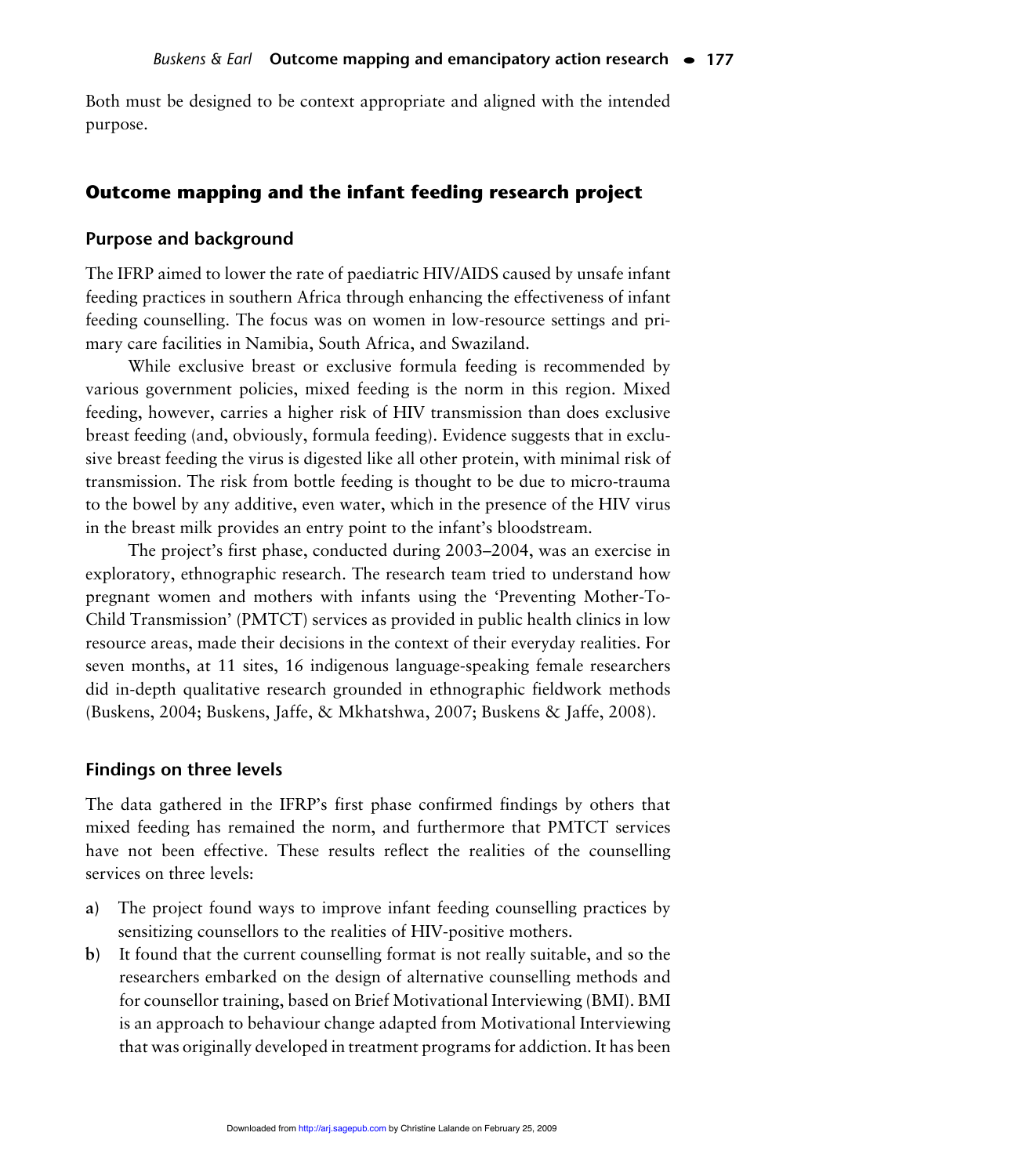Both must be designed to be context appropriate and aligned with the intended purpose.

## Outcome mapping and the infant feeding research project

### Purpose and background

The IFRP aimed to lower the rate of paediatric HIV/AIDS caused by unsafe infant feeding practices in southern Africa through enhancing the effectiveness of infant feeding counselling. The focus was on women in low-resource settings and primary care facilities in Namibia, South Africa, and Swaziland.

While exclusive breast or exclusive formula feeding is recommended by various government policies, mixed feeding is the norm in this region. Mixed feeding, however, carries a higher risk of HIV transmission than does exclusive breast feeding (and, obviously, formula feeding). Evidence suggests that in exclusive breast feeding the virus is digested like all other protein, with minimal risk of transmission. The risk from bottle feeding is thought to be due to micro-trauma to the bowel by any additive, even water, which in the presence of the HIV virus in the breast milk provides an entry point to the infant's bloodstream.

The project's first phase, conducted during 2003–2004, was an exercise in exploratory, ethnographic research. The research team tried to understand how pregnant women and mothers with infants using the 'Preventing Mother-To-Child Transmission' (PMTCT) services as provided in public health clinics in low resource areas, made their decisions in the context of their everyday realities. For seven months, at 11 sites, 16 indigenous language-speaking female researchers did in-depth qualitative research grounded in ethnographic fieldwork methods (Buskens, 2004; Buskens, Jaffe, & Mkhatshwa, 2007; Buskens & Jaffe, 2008).

### Findings on three levels

The data gathered in the IFRP's first phase confirmed findings by others that mixed feeding has remained the norm, and furthermore that PMTCT services have not been effective. These results reflect the realities of the counselling services on three levels:

a) The project found ways to improve infant feeding counselling practices by sensitizing counsellors to the realities of HIV-positive mothers.

b) It found that the current counselling format is not really suitable, and so the researchers embarked on the design of alternative counselling methods and for counsellor training, based on Brief Motivational Interviewing (BMI). BMI is an approach to behaviour change adapted from Motivational Interviewing that was originally developed in treatment programs for addiction. It has been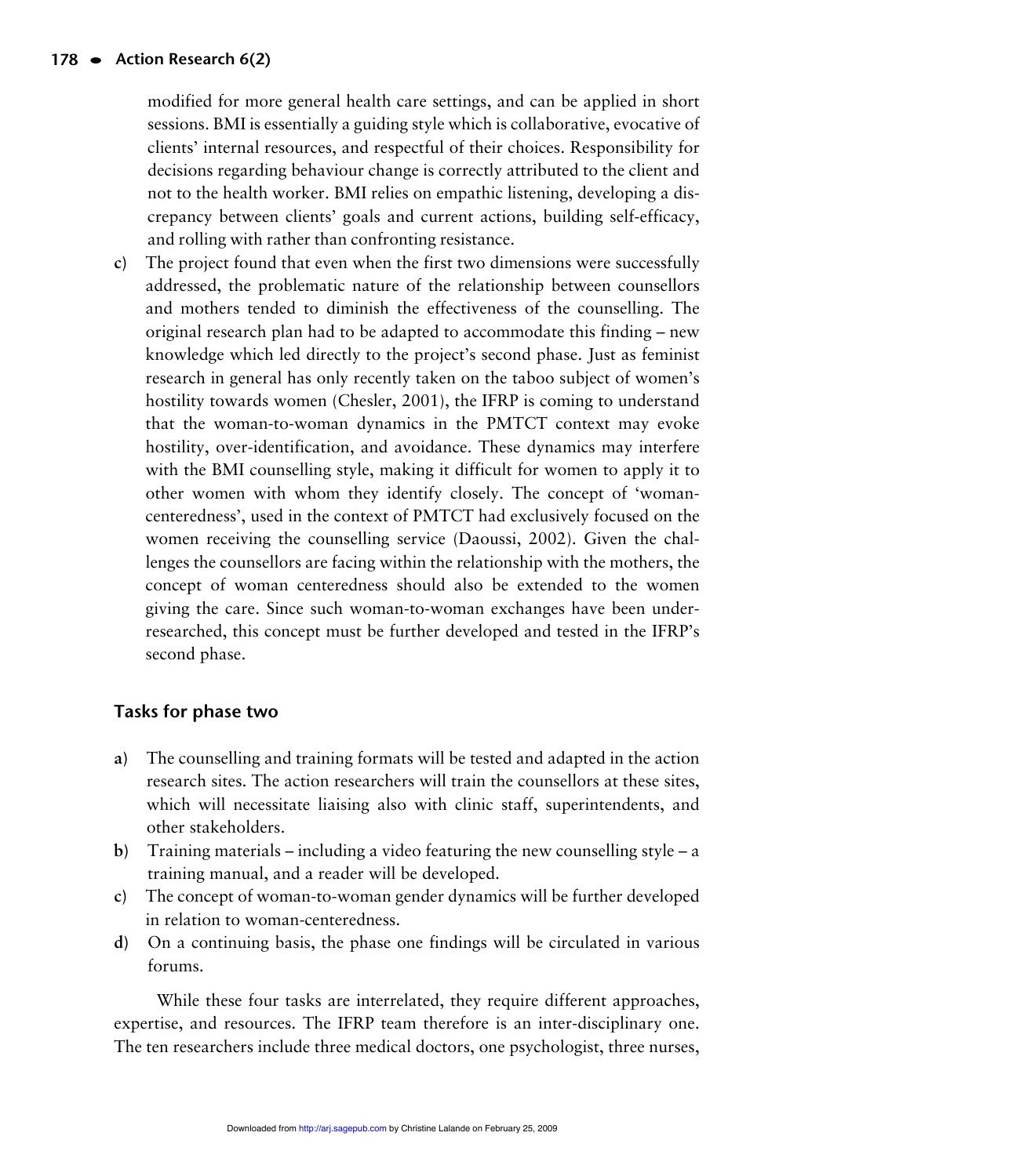modified for more general health care settings, and can be applied in short sessions. BMI is essentially a guiding style which is collaborative, evocative of clients' internal resources, and respectful of their choices. Responsibility for decisions regarding behaviour change is correctly attributed to the client and not to the health worker. BMI relies on empathic listening, developing a discrepancy between clients' goals and current actions, building self-efficacy, and rolling with rather than confronting resistance.

c) The project found that even when the first two dimensions were successfully addressed, the problematic nature of the relationship between counsellors and mothers tended to diminish the effectiveness of the counselling. The original research plan had to be adapted to accommodate this finding – new knowledge which led directly to the project's second phase. Just as feminist research in general has only recently taken on the taboo subject of women's hostility towards women (Chesler, 2001), the IFRP is coming to understand that the woman-to-woman dynamics in the PMTCT context may evoke hostility, over-identification, and avoidance. These dynamics may interfere with the BMI counselling style, making it difficult for women to apply it to other women with whom they identify closely. The concept of 'woman-centeredness', used in the context of PMTCT had exclusively focused on the women receiving the counselling service (Daoussi, 2002). Given the challenges the counsellors are facing within the relationship with the mothers, the concept of woman centeredness should also be extended to the women giving the care. Since such woman-to-woman exchanges have been under-researched, this concept must be further developed and tested in the IFRP's second phase.

## Tasks for phase two

a) The counselling and training formats will be tested and adapted in the action research sites. The action researchers will train the counsellors at these sites, which will necessitate liaising also with clinic staff, superintendents, and other stakeholders.

b) Training materials – including a video featuring the new counselling style – a training manual, and a reader will be developed.

c) The concept of woman-to-woman gender dynamics will be further developed in relation to woman-centeredness.

d) On a continuing basis, the phase one findings will be circulated in various forums.

While these four tasks are interrelated, they require different approaches, expertise, and resources. The IFRP team therefore is an inter-disciplinary one. The ten researchers include three medical doctors, one psychologist, three nurses,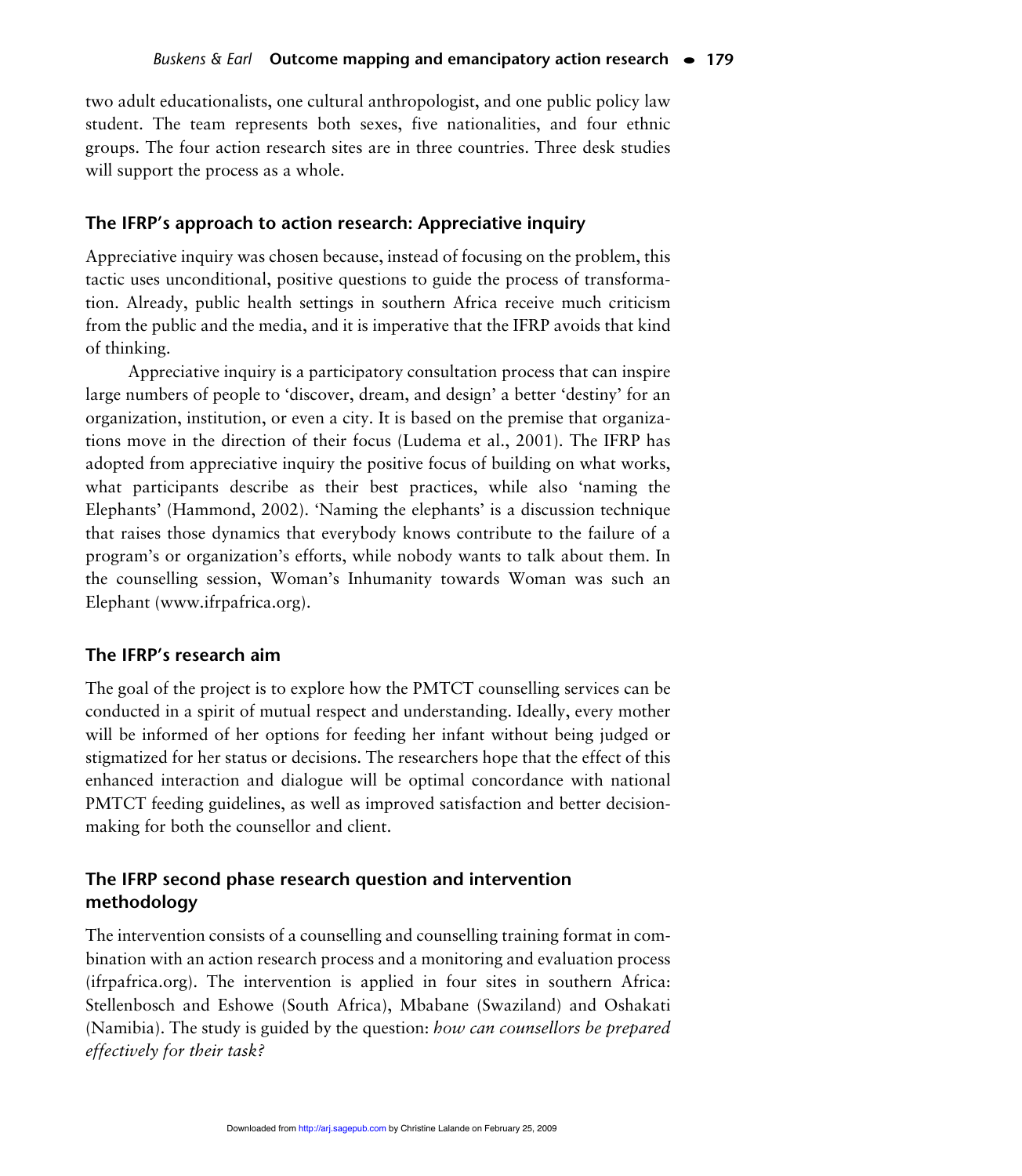two adult educationalists, one cultural anthropologist, and one public policy law student. The team represents both sexes, five nationalities, and four ethnic groups. The four action research sites are in three countries. Three desk studies will support the process as a whole.

## The IFRP's approach to action research: Appreciative inquiry

Appreciative inquiry was chosen because, instead of focusing on the problem, this tactic uses unconditional, positive questions to guide the process of transformation. Already, public health settings in southern Africa receive much criticism from the public and the media, and it is imperative that the IFRP avoids that kind of thinking.

Appreciative inquiry is a participatory consultation process that can inspire large numbers of people to 'discover, dream, and design' a better 'destiny' for an organization, institution, or even a city. It is based on the premise that organizations move in the direction of their focus (Ludema et al., 2001). The IFRP has adopted from appreciative inquiry the positive focus of building on what works, what participants describe as their best practices, while also 'naming the Elephants' (Hammond, 2002). 'Naming the elephants' is a discussion technique that raises those dynamics that everybody knows contribute to the failure of a program's or organization's efforts, while nobody wants to talk about them. In the counselling session, Woman's Inhumanity towards Woman was such an Elephant (www.ifrpafrica.org).

## The IFRP's research aim

The goal of the project is to explore how the PMTCT counselling services can be conducted in a spirit of mutual respect and understanding. Ideally, every mother will be informed of her options for feeding her infant without being judged or stigmatized for her status or decisions. The researchers hope that the effect of this enhanced interaction and dialogue will be optimal concordance with national PMTCT feeding guidelines, as well as improved satisfaction and better decision-making for both the counsellor and client.

## The IFRP second phase research question and intervention methodology

The intervention consists of a counselling and counselling training format in combination with an action research process and a monitoring and evaluation process (ifrpafrica.org). The intervention is applied in four sites in southern Africa: Stellenbosch and Eshowe (South Africa), Mbabane (Swaziland) and Oshakati (Namibia). The study is guided by the question: *how can counsellors be prepared effectively for their task?*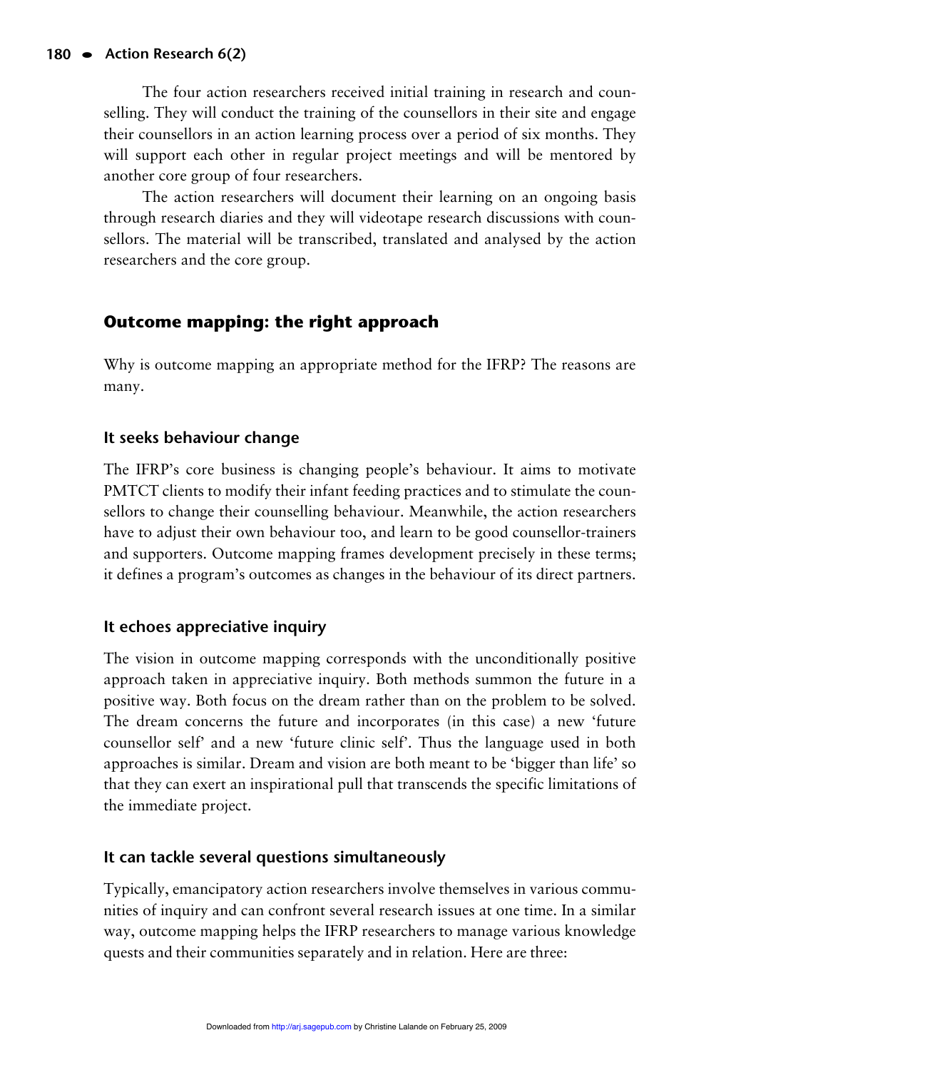The four action researchers received initial training in research and counselling. They will conduct the training of the counsellors in their site and engage their counsellors in an action learning process over a period of six months. They will support each other in regular project meetings and will be mentored by another core group of four researchers.

The action researchers will document their learning on an ongoing basis through research diaries and they will videotape research discussions with counsellors. The material will be transcribed, translated and analysed by the action researchers and the core group.

## Outcome mapping: the right approach

Why is outcome mapping an appropriate method for the IFRP? The reasons are many.

### It seeks behaviour change

The IFRP's core business is changing people's behaviour. It aims to motivate PMTCT clients to modify their infant feeding practices and to stimulate the counsellors to change their counselling behaviour. Meanwhile, the action researchers have to adjust their own behaviour too, and learn to be good counsellor-trainers and supporters. Outcome mapping frames development precisely in these terms; it defines a program's outcomes as changes in the behaviour of its direct partners.

### It echoes appreciative inquiry

The vision in outcome mapping corresponds with the unconditionally positive approach taken in appreciative inquiry. Both methods summon the future in a positive way. Both focus on the dream rather than on the problem to be solved. The dream concerns the future and incorporates (in this case) a new 'future counsellor self' and a new 'future clinic self'. Thus the language used in both approaches is similar. Dream and vision are both meant to be 'bigger than life' so that they can exert an inspirational pull that transcends the specific limitations of the immediate project.

### It can tackle several questions simultaneously

Typically, emancipatory action researchers involve themselves in various communities of inquiry and can confront several research issues at one time. In a similar way, outcome mapping helps the IFRP researchers to manage various knowledge quests and their communities separately and in relation. Here are three: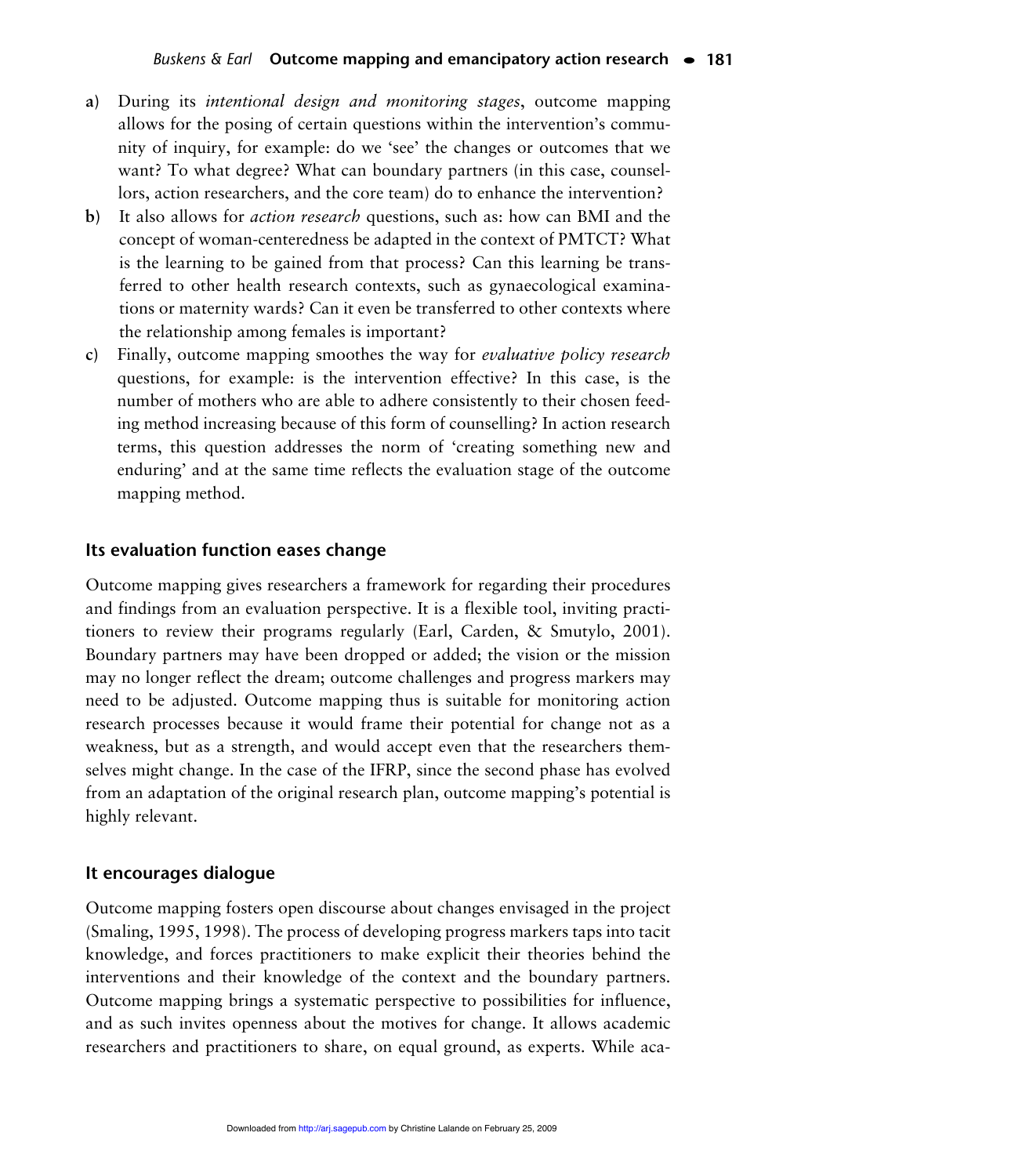a) During its *intentional design and monitoring stages*, outcome mapping allows for the posing of certain questions within the intervention's community of inquiry, for example: do we 'see' the changes or outcomes that we want? To what degree? What can boundary partners (in this case, counsellors, action researchers, and the core team) do to enhance the intervention?

b) It also allows for *action research* questions, such as: how can BMI and the concept of woman-centeredness be adapted in the context of PMTCT? What is the learning to be gained from that process? Can this learning be transferred to other health research contexts, such as gynaecological examinations or maternity wards? Can it even be transferred to other contexts where the relationship among females is important?

c) Finally, outcome mapping smoothes the way for *evaluative policy research* questions, for example: is the intervention effective? In this case, is the number of mothers who are able to adhere consistently to their chosen feeding method increasing because of this form of counselling? In action research terms, this question addresses the norm of 'creating something new and enduring' and at the same time reflects the evaluation stage of the outcome mapping method.

## Its evaluation function eases change

Outcome mapping gives researchers a framework for regarding their procedures and findings from an evaluation perspective. It is a flexible tool, inviting practitioners to review their programs regularly (Earl, Carden, & Smutylo, 2001). Boundary partners may have been dropped or added; the vision or the mission may no longer reflect the dream; outcome challenges and progress markers may need to be adjusted. Outcome mapping thus is suitable for monitoring action research processes because it would frame their potential for change not as a weakness, but as a strength, and would accept even that the researchers themselves might change. In the case of the IFRP, since the second phase has evolved from an adaptation of the original research plan, outcome mapping's potential is highly relevant.

## It encourages dialogue

Outcome mapping fosters open discourse about changes envisaged in the project (Smaling, 1995, 1998). The process of developing progress markers taps into tacit knowledge, and forces practitioners to make explicit their theories behind the interventions and their knowledge of the context and the boundary partners. Outcome mapping brings a systematic perspective to possibilities for influence, and as such invites openness about the motives for change. It allows academic researchers and practitioners to share, on equal ground, as experts. While aca-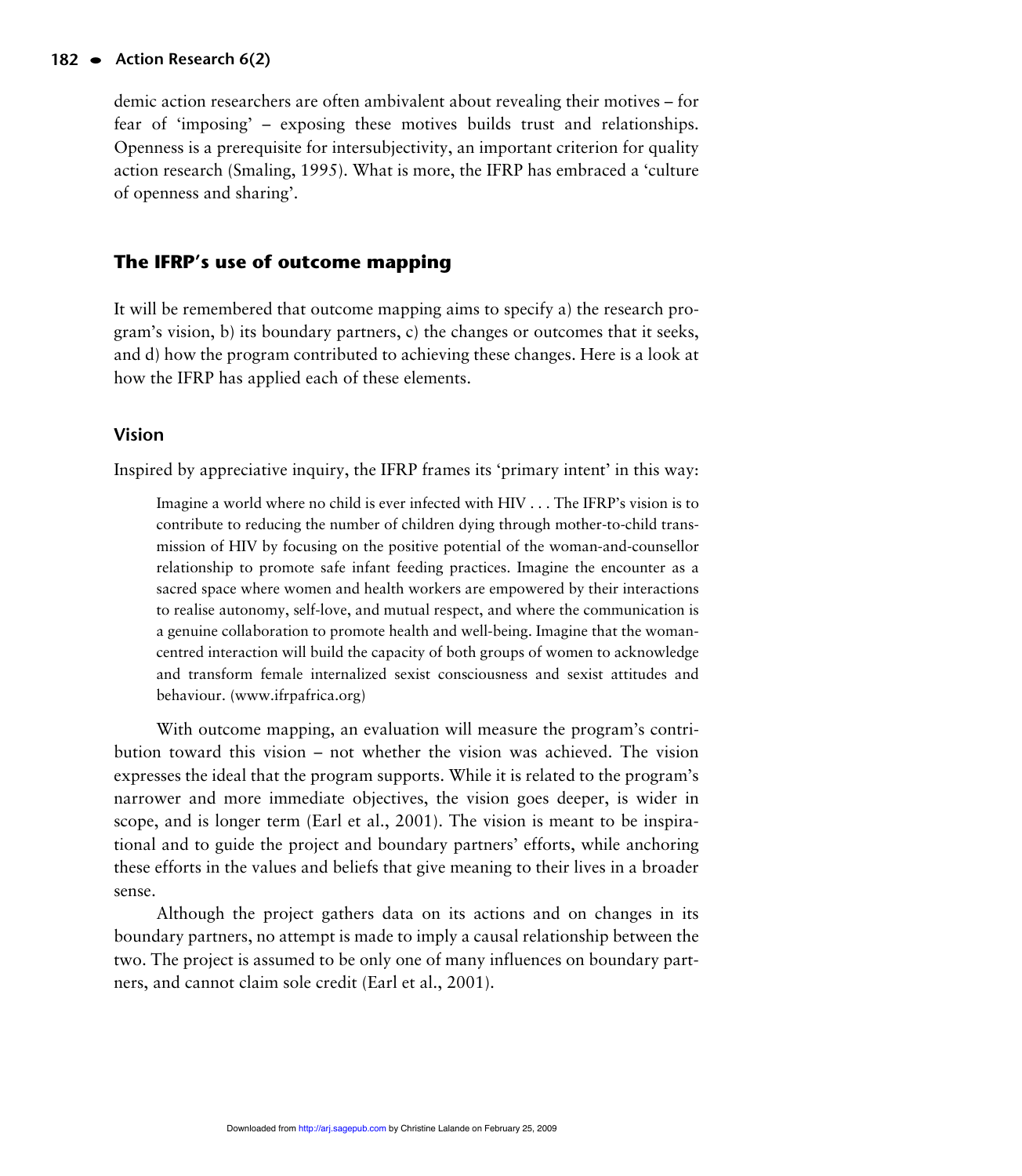demic action researchers are often ambivalent about revealing their motives – for fear of 'imposing' – exposing these motives builds trust and relationships. Openness is a prerequisite for intersubjectivity, an important criterion for quality action research (Smaling, 1995). What is more, the IFRP has embraced a 'culture of openness and sharing'.

## The IFRP's use of outcome mapping

It will be remembered that outcome mapping aims to specify a) the research program's vision, b) its boundary partners, c) the changes or outcomes that it seeks, and d) how the program contributed to achieving these changes. Here is a look at how the IFRP has applied each of these elements.

### Vision

Inspired by appreciative inquiry, the IFRP frames its 'primary intent' in this way:

> Imagine a world where no child is ever infected with HIV . . . The IFRP's vision is to contribute to reducing the number of children dying through mother-to-child transmission of HIV by focusing on the positive potential of the woman-and-counsellor relationship to promote safe infant feeding practices. Imagine the encounter as a sacred space where women and health workers are empowered by their interactions to realise autonomy, self-love, and mutual respect, and where the communication is a genuine collaboration to promote health and well-being. Imagine that the woman-centred interaction will build the capacity of both groups of women to acknowledge and transform female internalized sexist consciousness and sexist attitudes and behaviour. (www.ifrpafrica.org)

With outcome mapping, an evaluation will measure the program's contribution toward this vision – not whether the vision was achieved. The vision expresses the ideal that the program supports. While it is related to the program's narrower and more immediate objectives, the vision goes deeper, is wider in scope, and is longer term (Earl et al., 2001). The vision is meant to be inspirational and to guide the project and boundary partners' efforts, while anchoring these efforts in the values and beliefs that give meaning to their lives in a broader sense.

Although the project gathers data on its actions and on changes in its boundary partners, no attempt is made to imply a causal relationship between the two. The project is assumed to be only one of many influences on boundary partners, and cannot claim sole credit (Earl et al., 2001).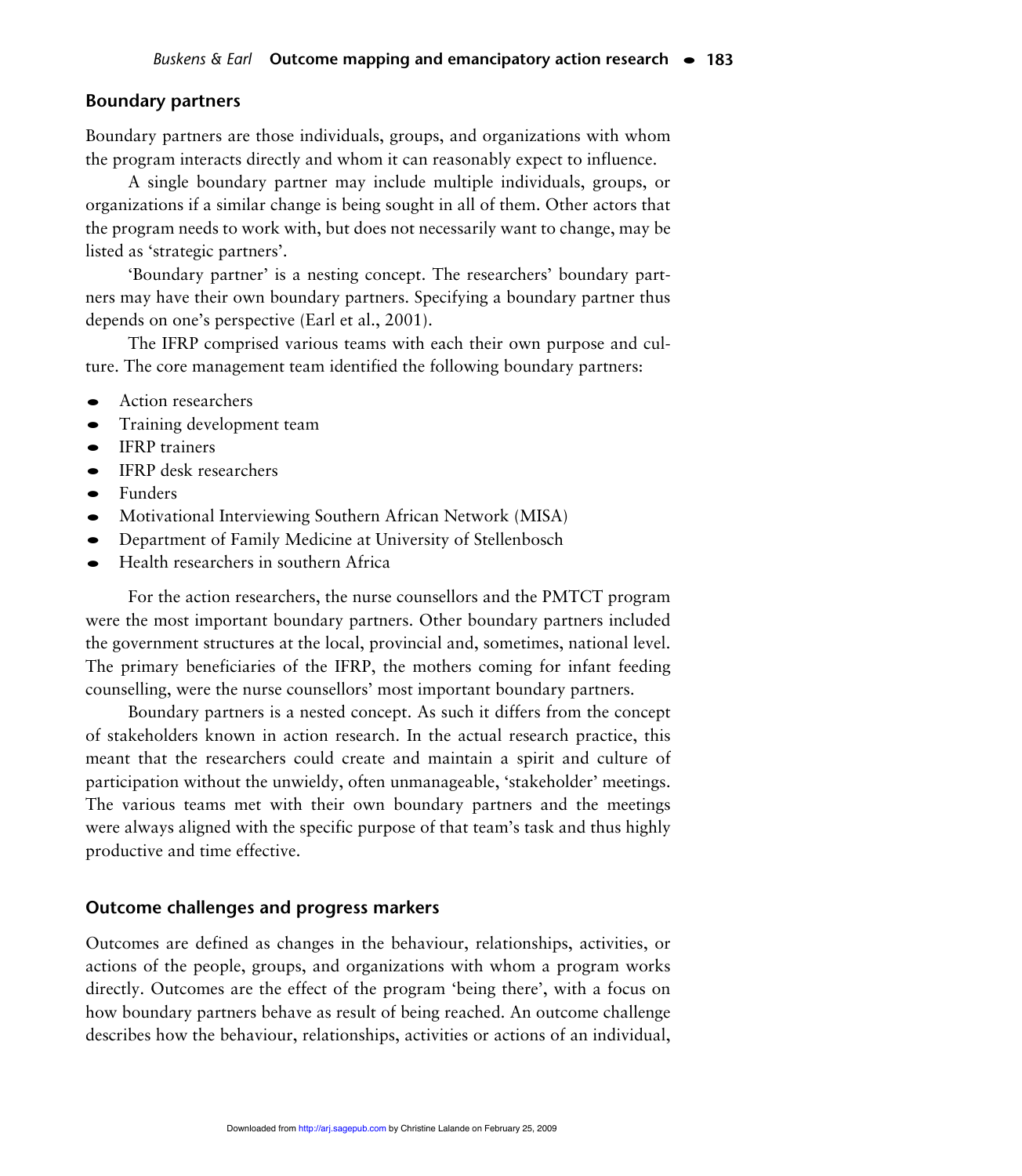## Boundary partners

Boundary partners are those individuals, groups, and organizations with whom the program interacts directly and whom it can reasonably expect to influence.

A single boundary partner may include multiple individuals, groups, or organizations if a similar change is being sought in all of them. Other actors that the program needs to work with, but does not necessarily want to change, may be listed as 'strategic partners'.

'Boundary partner' is a nesting concept. The researchers' boundary partners may have their own boundary partners. Specifying a boundary partner thus depends on one's perspective (Earl et al., 2001).

The IFRP comprised various teams with each their own purpose and culture. The core management team identified the following boundary partners:

- Action researchers
- Training development team
- IFRP trainers
- IFRP desk researchers
- Funders
- Motivational Interviewing Southern African Network (MISA)
- Department of Family Medicine at University of Stellenbosch
- Health researchers in southern Africa

For the action researchers, the nurse counsellors and the PMTCT program were the most important boundary partners. Other boundary partners included the government structures at the local, provincial and, sometimes, national level. The primary beneficiaries of the IFRP, the mothers coming for infant feeding counselling, were the nurse counsellors' most important boundary partners.

Boundary partners is a nested concept. As such it differs from the concept of stakeholders known in action research. In the actual research practice, this meant that the researchers could create and maintain a spirit and culture of participation without the unwieldy, often unmanageable, 'stakeholder' meetings. The various teams met with their own boundary partners and the meetings were always aligned with the specific purpose of that team's task and thus highly productive and time effective.

## Outcome challenges and progress markers

Outcomes are defined as changes in the behaviour, relationships, activities, or actions of the people, groups, and organizations with whom a program works directly. Outcomes are the effect of the program 'being there', with a focus on how boundary partners behave as result of being reached. An outcome challenge describes how the behaviour, relationships, activities or actions of an individual,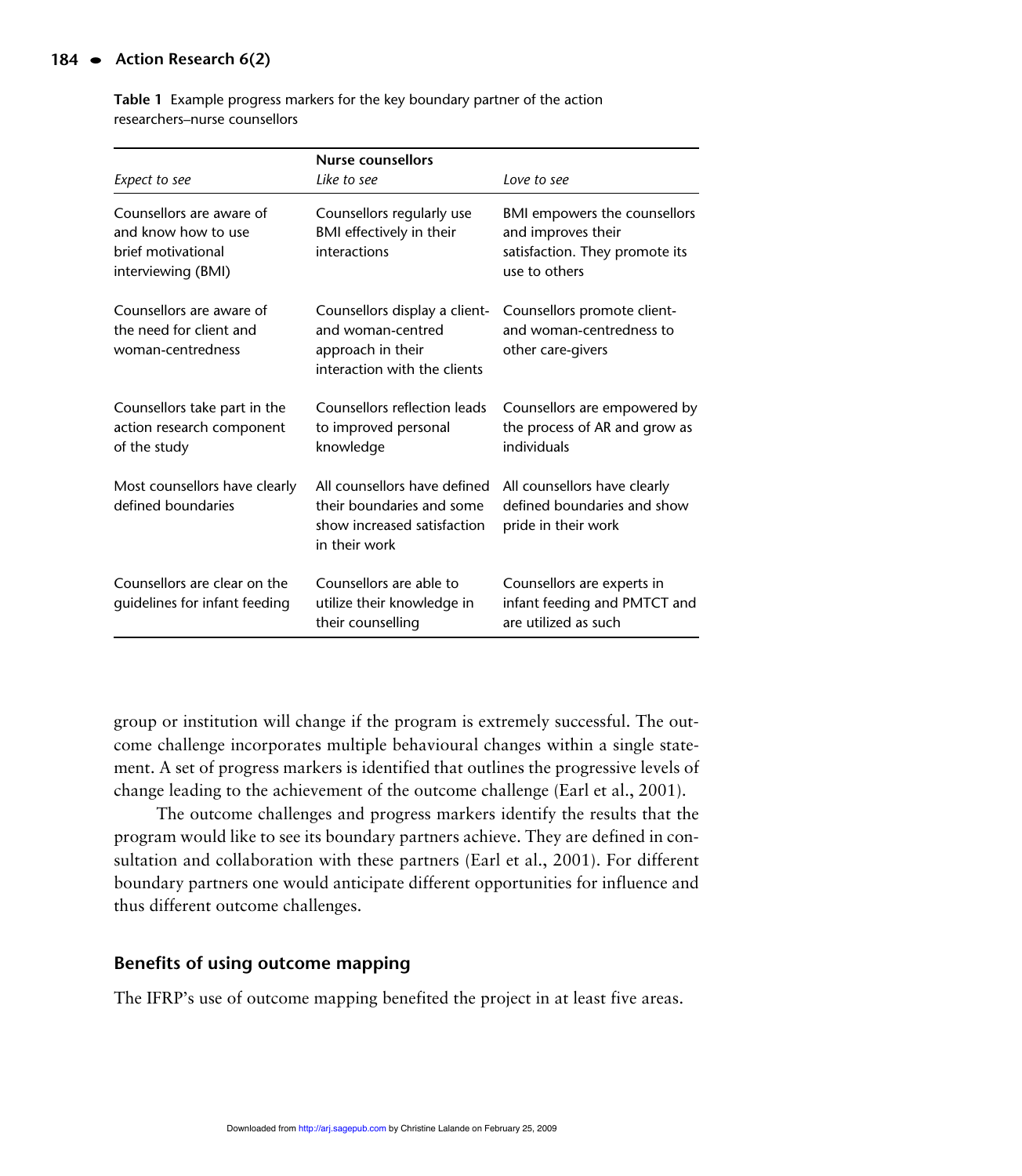**Table 1** Example progress markers for the key boundary partner of the action researchers–nurse counsellors

| Nurse counsellors | | |
|---|---|---|
| *Expect to see* | *Like to see* | *Love to see* |
| Counsellors are aware of and know how to use brief motivational interviewing (BMI) | Counsellors regularly use BMI effectively in their interactions | BMI empowers the counsellors and improves their satisfaction. They promote its use to others |
| Counsellors are aware of the need for client and woman-centredness | Counsellors display a client- and woman-centred approach in their interaction with the clients | Counsellors promote client- and woman-centredness to other care-givers |
| Counsellors take part in the action research component of the study | Counsellors reflection leads to improved personal knowledge | Counsellors are empowered by the process of AR and grow as individuals |
| Most counsellors have clearly defined boundaries | All counsellors have defined their boundaries and some show increased satisfaction in their work | All counsellors have clearly defined boundaries and show pride in their work |
| Counsellors are clear on the guidelines for infant feeding | Counsellors are able to utilize their knowledge in their counselling | Counsellors are experts in infant feeding and PMTCT and are utilized as such |

group or institution will change if the program is extremely successful. The outcome challenge incorporates multiple behavioural changes within a single statement. A set of progress markers is identified that outlines the progressive levels of change leading to the achievement of the outcome challenge (Earl et al., 2001).

The outcome challenges and progress markers identify the results that the program would like to see its boundary partners achieve. They are defined in consultation and collaboration with these partners (Earl et al., 2001). For different boundary partners one would anticipate different opportunities for influence and thus different outcome challenges.

## Benefits of using outcome mapping

The IFRP's use of outcome mapping benefited the project in at least five areas.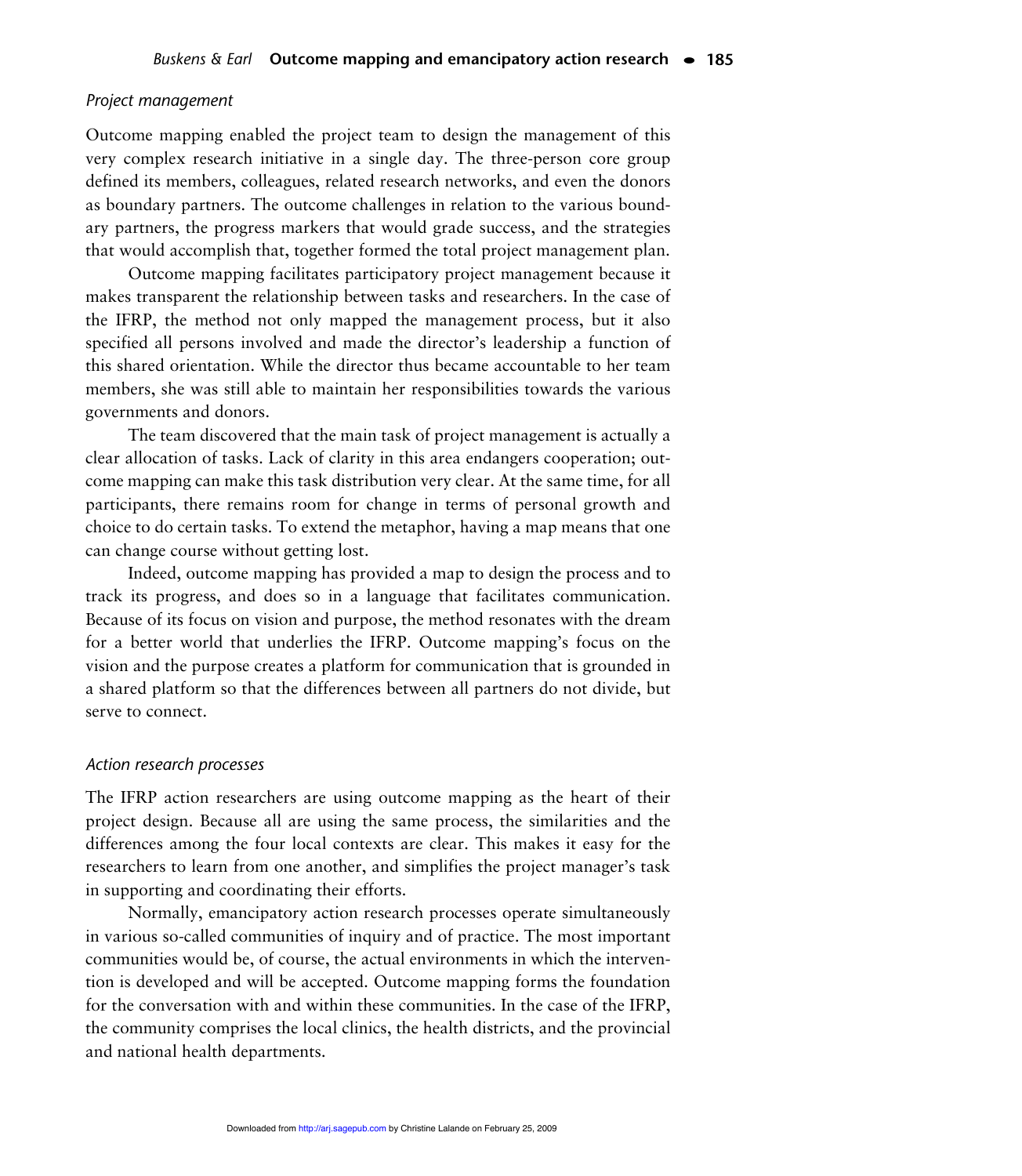*Project management*

Outcome mapping enabled the project team to design the management of this very complex research initiative in a single day. The three-person core group defined its members, colleagues, related research networks, and even the donors as boundary partners. The outcome challenges in relation to the various boundary partners, the progress markers that would grade success, and the strategies that would accomplish that, together formed the total project management plan.

Outcome mapping facilitates participatory project management because it makes transparent the relationship between tasks and researchers. In the case of the IFRP, the method not only mapped the management process, but it also specified all persons involved and made the director's leadership a function of this shared orientation. While the director thus became accountable to her team members, she was still able to maintain her responsibilities towards the various governments and donors.

The team discovered that the main task of project management is actually a clear allocation of tasks. Lack of clarity in this area endangers cooperation; outcome mapping can make this task distribution very clear. At the same time, for all participants, there remains room for change in terms of personal growth and choice to do certain tasks. To extend the metaphor, having a map means that one can change course without getting lost.

Indeed, outcome mapping has provided a map to design the process and to track its progress, and does so in a language that facilitates communication. Because of its focus on vision and purpose, the method resonates with the dream for a better world that underlies the IFRP. Outcome mapping's focus on the vision and the purpose creates a platform for communication that is grounded in a shared platform so that the differences between all partners do not divide, but serve to connect.

*Action research processes*

The IFRP action researchers are using outcome mapping as the heart of their project design. Because all are using the same process, the similarities and the differences among the four local contexts are clear. This makes it easy for the researchers to learn from one another, and simplifies the project manager's task in supporting and coordinating their efforts.

Normally, emancipatory action research processes operate simultaneously in various so-called communities of inquiry and of practice. The most important communities would be, of course, the actual environments in which the intervention is developed and will be accepted. Outcome mapping forms the foundation for the conversation with and within these communities. In the case of the IFRP, the community comprises the local clinics, the health districts, and the provincial and national health departments.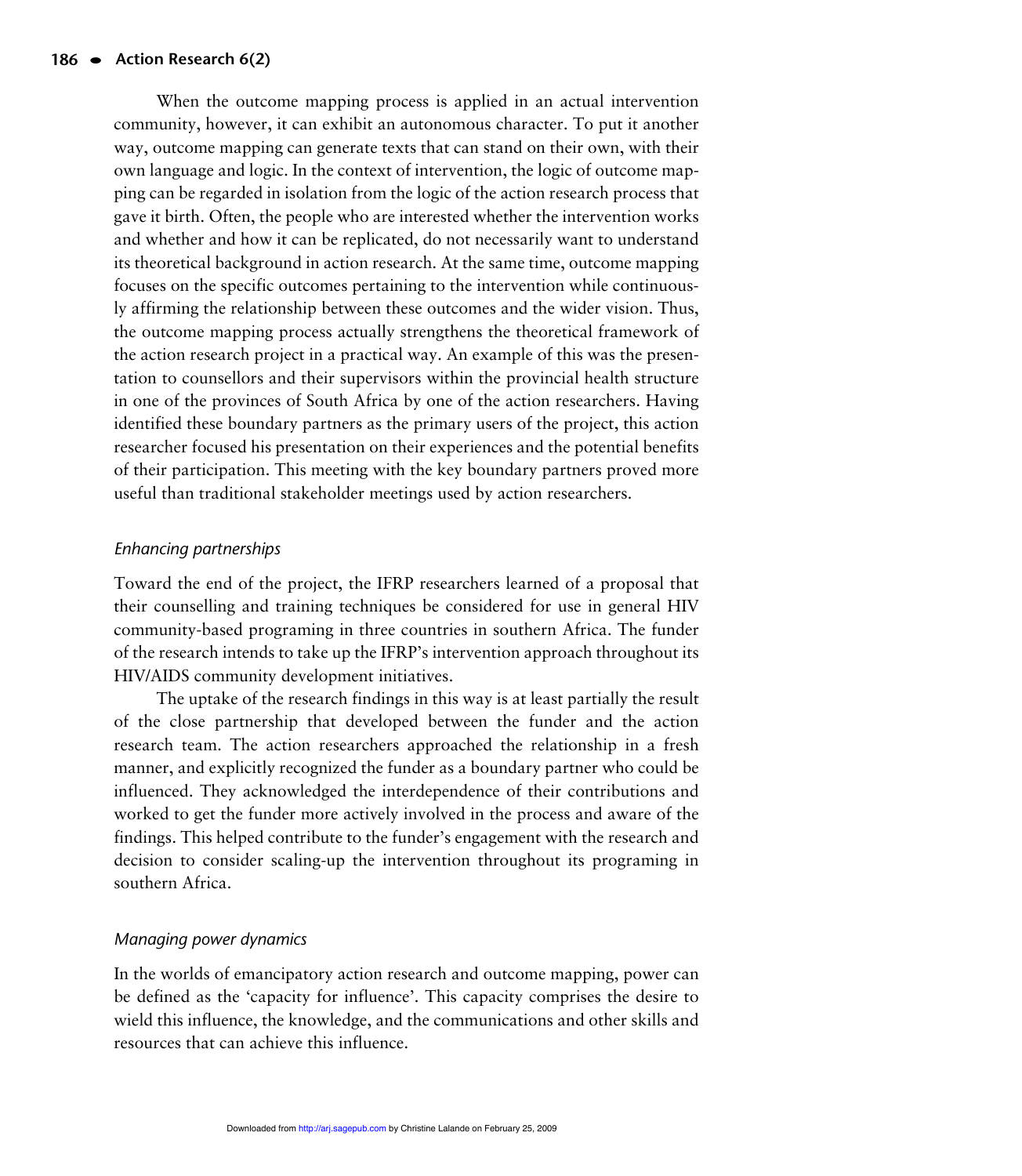When the outcome mapping process is applied in an actual intervention community, however, it can exhibit an autonomous character. To put it another way, outcome mapping can generate texts that can stand on their own, with their own language and logic. In the context of intervention, the logic of outcome mapping can be regarded in isolation from the logic of the action research process that gave it birth. Often, the people who are interested whether the intervention works and whether and how it can be replicated, do not necessarily want to understand its theoretical background in action research. At the same time, outcome mapping focuses on the specific outcomes pertaining to the intervention while continuously affirming the relationship between these outcomes and the wider vision. Thus, the outcome mapping process actually strengthens the theoretical framework of the action research project in a practical way. An example of this was the presentation to counsellors and their supervisors within the provincial health structure in one of the provinces of South Africa by one of the action researchers. Having identified these boundary partners as the primary users of the project, this action researcher focused his presentation on their experiences and the potential benefits of their participation. This meeting with the key boundary partners proved more useful than traditional stakeholder meetings used by action researchers.

### *Enhancing partnerships*

Toward the end of the project, the IFRP researchers learned of a proposal that their counselling and training techniques be considered for use in general HIV community-based programing in three countries in southern Africa. The funder of the research intends to take up the IFRP's intervention approach throughout its HIV/AIDS community development initiatives.

The uptake of the research findings in this way is at least partially the result of the close partnership that developed between the funder and the action research team. The action researchers approached the relationship in a fresh manner, and explicitly recognized the funder as a boundary partner who could be influenced. They acknowledged the interdependence of their contributions and worked to get the funder more actively involved in the process and aware of the findings. This helped contribute to the funder's engagement with the research and decision to consider scaling-up the intervention throughout its programing in southern Africa.

### *Managing power dynamics*

In the worlds of emancipatory action research and outcome mapping, power can be defined as the 'capacity for influence'. This capacity comprises the desire to wield this influence, the knowledge, and the communications and other skills and resources that can achieve this influence.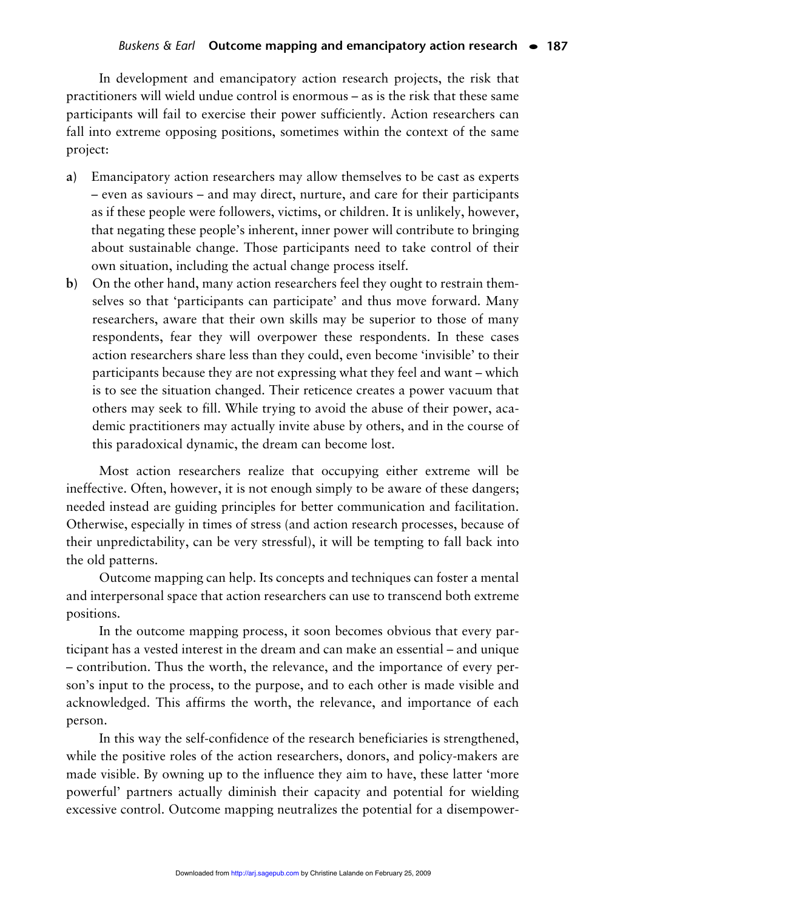In development and emancipatory action research projects, the risk that practitioners will wield undue control is enormous – as is the risk that these same participants will fail to exercise their power sufficiently. Action researchers can fall into extreme opposing positions, sometimes within the context of the same project:

a) Emancipatory action researchers may allow themselves to be cast as experts – even as saviours – and may direct, nurture, and care for their participants as if these people were followers, victims, or children. It is unlikely, however, that negating these people's inherent, inner power will contribute to bringing about sustainable change. Those participants need to take control of their own situation, including the actual change process itself.

b) On the other hand, many action researchers feel they ought to restrain themselves so that 'participants can participate' and thus move forward. Many researchers, aware that their own skills may be superior to those of many respondents, fear they will overpower these respondents. In these cases action researchers share less than they could, even become 'invisible' to their participants because they are not expressing what they feel and want – which is to see the situation changed. Their reticence creates a power vacuum that others may seek to fill. While trying to avoid the abuse of their power, academic practitioners may actually invite abuse by others, and in the course of this paradoxical dynamic, the dream can become lost.

Most action researchers realize that occupying either extreme will be ineffective. Often, however, it is not enough simply to be aware of these dangers; needed instead are guiding principles for better communication and facilitation. Otherwise, especially in times of stress (and action research processes, because of their unpredictability, can be very stressful), it will be tempting to fall back into the old patterns.

Outcome mapping can help. Its concepts and techniques can foster a mental and interpersonal space that action researchers can use to transcend both extreme positions.

In the outcome mapping process, it soon becomes obvious that every participant has a vested interest in the dream and can make an essential – and unique – contribution. Thus the worth, the relevance, and the importance of every person's input to the process, to the purpose, and to each other is made visible and acknowledged. This affirms the worth, the relevance, and importance of each person.

In this way the self-confidence of the research beneficiaries is strengthened, while the positive roles of the action researchers, donors, and policy-makers are made visible. By owning up to the influence they aim to have, these latter 'more powerful' partners actually diminish their capacity and potential for wielding excessive control. Outcome mapping neutralizes the potential for a disempower-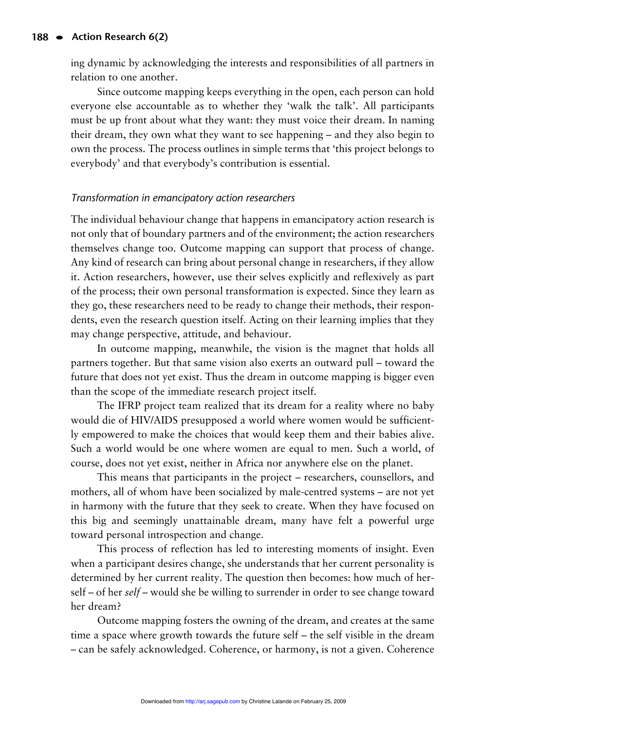ing dynamic by acknowledging the interests and responsibilities of all partners in relation to one another.

Since outcome mapping keeps everything in the open, each person can hold everyone else accountable as to whether they 'walk the talk'. All participants must be up front about what they want: they must voice their dream. In naming their dream, they own what they want to see happening – and they also begin to own the process. The process outlines in simple terms that 'this project belongs to everybody' and that everybody's contribution is essential.

### *Transformation in emancipatory action researchers*

The individual behaviour change that happens in emancipatory action research is not only that of boundary partners and of the environment; the action researchers themselves change too. Outcome mapping can support that process of change. Any kind of research can bring about personal change in researchers, if they allow it. Action researchers, however, use their selves explicitly and reflexively as part of the process; their own personal transformation is expected. Since they learn as they go, these researchers need to be ready to change their methods, their respondents, even the research question itself. Acting on their learning implies that they may change perspective, attitude, and behaviour.

In outcome mapping, meanwhile, the vision is the magnet that holds all partners together. But that same vision also exerts an outward pull – toward the future that does not yet exist. Thus the dream in outcome mapping is bigger even than the scope of the immediate research project itself.

The IFRP project team realized that its dream for a reality where no baby would die of HIV/AIDS presupposed a world where women would be sufficiently empowered to make the choices that would keep them and their babies alive. Such a world would be one where women are equal to men. Such a world, of course, does not yet exist, neither in Africa nor anywhere else on the planet.

This means that participants in the project – researchers, counsellors, and mothers, all of whom have been socialized by male-centred systems – are not yet in harmony with the future that they seek to create. When they have focused on this big and seemingly unattainable dream, many have felt a powerful urge toward personal introspection and change.

This process of reflection has led to interesting moments of insight. Even when a participant desires change, she understands that her current personality is determined by her current reality. The question then becomes: how much of herself – of her *self* – would she be willing to surrender in order to see change toward her dream?

Outcome mapping fosters the owning of the dream, and creates at the same time a space where growth towards the future self – the self visible in the dream – can be safely acknowledged. Coherence, or harmony, is not a given. Coherence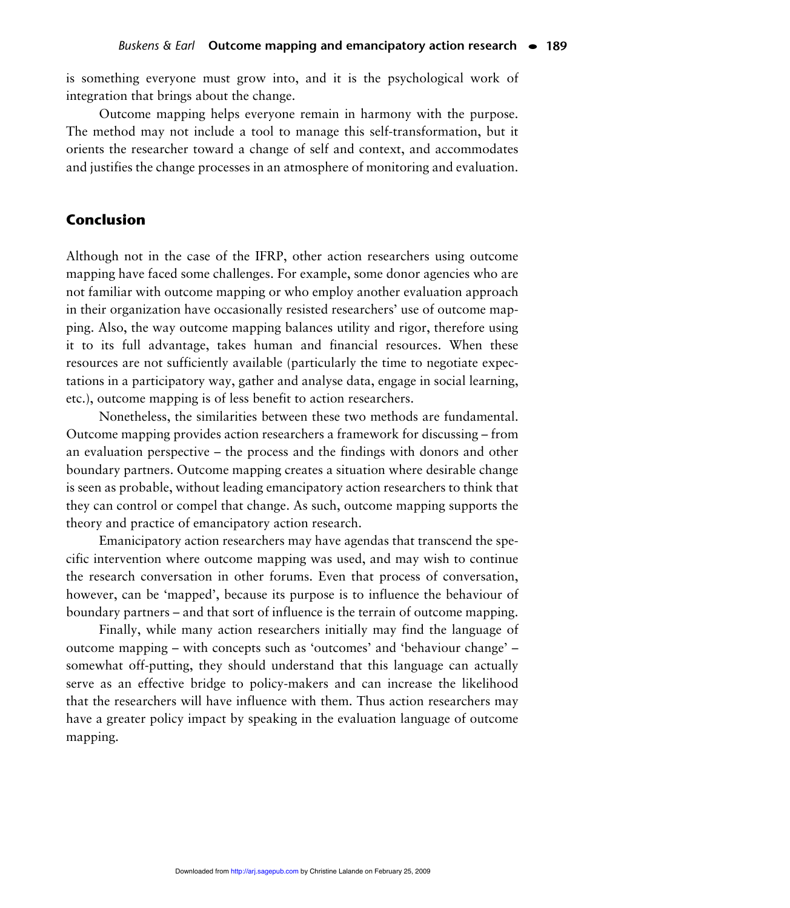is something everyone must grow into, and it is the psychological work of integration that brings about the change.

Outcome mapping helps everyone remain in harmony with the purpose. The method may not include a tool to manage this self-transformation, but it orients the researcher toward a change of self and context, and accommodates and justifies the change processes in an atmosphere of monitoring and evaluation.

## Conclusion

Although not in the case of the IFRP, other action researchers using outcome mapping have faced some challenges. For example, some donor agencies who are not familiar with outcome mapping or who employ another evaluation approach in their organization have occasionally resisted researchers' use of outcome mapping. Also, the way outcome mapping balances utility and rigor, therefore using it to its full advantage, takes human and financial resources. When these resources are not sufficiently available (particularly the time to negotiate expectations in a participatory way, gather and analyse data, engage in social learning, etc.), outcome mapping is of less benefit to action researchers.

Nonetheless, the similarities between these two methods are fundamental. Outcome mapping provides action researchers a framework for discussing – from an evaluation perspective – the process and the findings with donors and other boundary partners. Outcome mapping creates a situation where desirable change is seen as probable, without leading emancipatory action researchers to think that they can control or compel that change. As such, outcome mapping supports the theory and practice of emancipatory action research.

Emanicipatory action researchers may have agendas that transcend the specific intervention where outcome mapping was used, and may wish to continue the research conversation in other forums. Even that process of conversation, however, can be 'mapped', because its purpose is to influence the behaviour of boundary partners – and that sort of influence is the terrain of outcome mapping.

Finally, while many action researchers initially may find the language of outcome mapping – with concepts such as 'outcomes' and 'behaviour change' – somewhat off-putting, they should understand that this language can actually serve as an effective bridge to policy-makers and can increase the likelihood that the researchers will have influence with them. Thus action researchers may have a greater policy impact by speaking in the evaluation language of outcome mapping.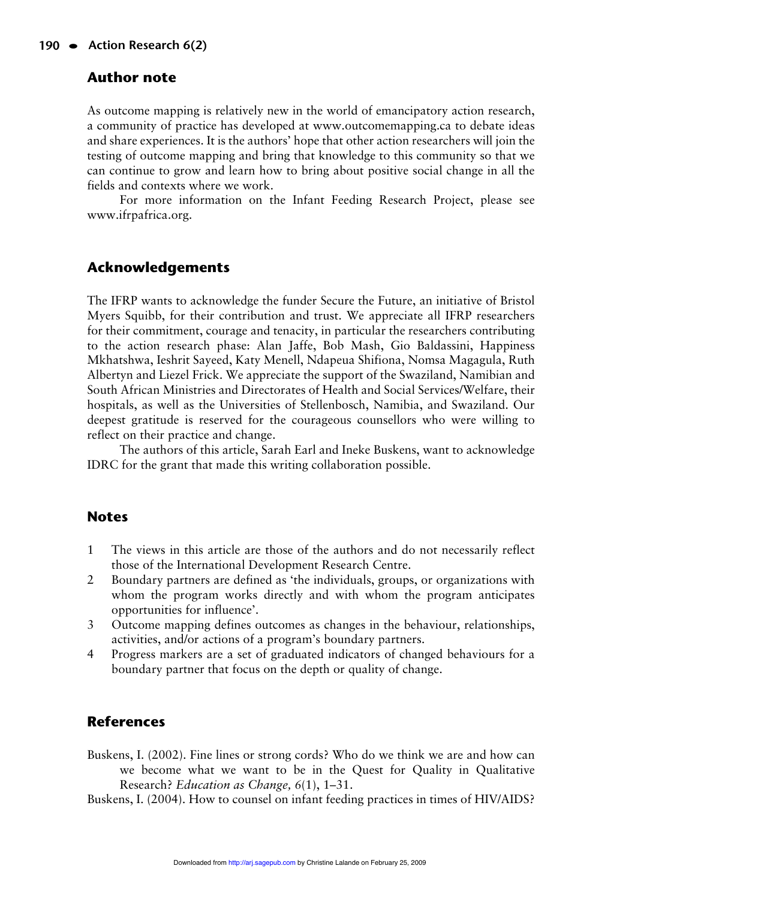## Author note

As outcome mapping is relatively new in the world of emancipatory action research, a community of practice has developed at www.outcomemapping.ca to debate ideas and share experiences. It is the authors' hope that other action researchers will join the testing of outcome mapping and bring that knowledge to this community so that we can continue to grow and learn how to bring about positive social change in all the fields and contexts where we work.

For more information on the Infant Feeding Research Project, please see www.ifrpafrica.org.

## Acknowledgements

The IFRP wants to acknowledge the funder Secure the Future, an initiative of Bristol Myers Squibb, for their contribution and trust. We appreciate all IFRP researchers for their commitment, courage and tenacity, in particular the researchers contributing to the action research phase: Alan Jaffe, Bob Mash, Gio Baldassini, Happiness Mkhatshwa, Ieshrit Sayeed, Katy Menell, Ndapeua Shifiona, Nomsa Magagula, Ruth Albertyn and Liezel Frick. We appreciate the support of the Swaziland, Namibian and South African Ministries and Directorates of Health and Social Services/Welfare, their hospitals, as well as the Universities of Stellenbosch, Namibia, and Swaziland. Our deepest gratitude is reserved for the courageous counsellors who were willing to reflect on their practice and change.

The authors of this article, Sarah Earl and Ineke Buskens, want to acknowledge IDRC for the grant that made this writing collaboration possible.

## Notes

1. The views in this article are those of the authors and do not necessarily reflect those of the International Development Research Centre.
2. Boundary partners are defined as 'the individuals, groups, or organizations with whom the program works directly and with whom the program anticipates opportunities for influence'.
3. Outcome mapping defines outcomes as changes in the behaviour, relationships, activities, and/or actions of a program's boundary partners.
4. Progress markers are a set of graduated indicators of changed behaviours for a boundary partner that focus on the depth or quality of change.

## References

Buskens, I. (2002). Fine lines or strong cords? Who do we think we are and how can we become what we want to be in the Quest for Quality in Qualitative Research? *Education as Change,* 6(1), 1–31.

Buskens, I. (2004). How to counsel on infant feeding practices in times of HIV/AIDS?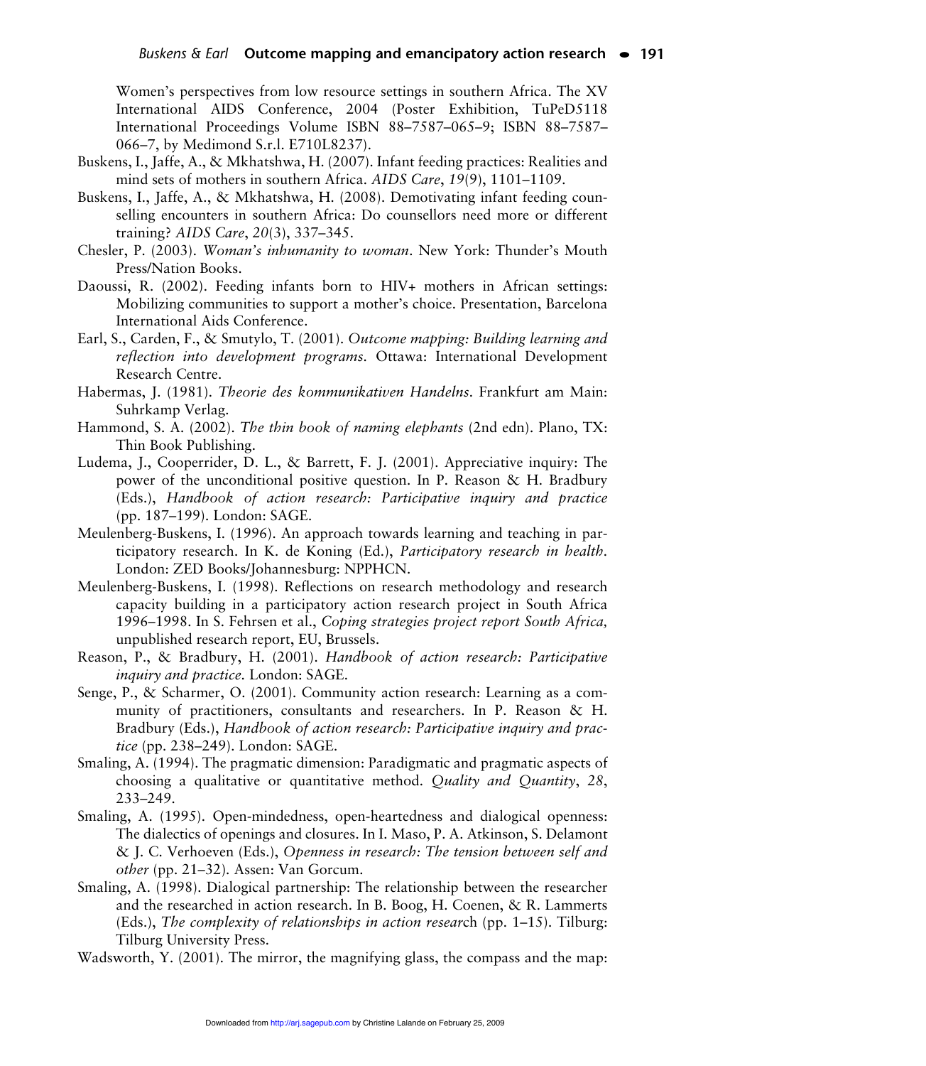Women's perspectives from low resource settings in southern Africa. The XV International AIDS Conference, 2004 (Poster Exhibition, TuPeD5118 International Proceedings Volume ISBN 88–7587–065–9; ISBN 88–7587–066–7, by Medimond S.r.l. E710L8237).

Buskens, I., Jaffe, A., & Mkhatshwa, H. (2007). Infant feeding practices: Realities and mind sets of mothers in southern Africa. *AIDS Care*, *19*(9), 1101–1109.

Buskens, I., Jaffe, A., & Mkhatshwa, H. (2008). Demotivating infant feeding counselling encounters in southern Africa: Do counsellors need more or different training? *AIDS Care*, *20*(3), 337–345.

Chesler, P. (2003). *Woman's inhumanity to woman*. New York: Thunder's Mouth Press/Nation Books.

Daoussi, R. (2002). Feeding infants born to HIV+ mothers in African settings: Mobilizing communities to support a mother's choice. Presentation, Barcelona International Aids Conference.

Earl, S., Carden, F., & Smutylo, T. (2001). *Outcome mapping: Building learning and reflection into development programs*. Ottawa: International Development Research Centre.

Habermas, J. (1981). *Theorie des kommunikativen Handelns*. Frankfurt am Main: Suhrkamp Verlag.

Hammond, S. A. (2002). *The thin book of naming elephants* (2nd edn). Plano, TX: Thin Book Publishing.

Ludema, J., Cooperrider, D. L., & Barrett, F. J. (2001). Appreciative inquiry: The power of the unconditional positive question. In P. Reason & H. Bradbury (Eds.), *Handbook of action research: Participative inquiry and practice* (pp. 187–199). London: SAGE.

Meulenberg-Buskens, I. (1996). An approach towards learning and teaching in participatory research. In K. de Koning (Ed.), *Participatory research in health*. London: ZED Books/Johannesburg: NPPHCN.

Meulenberg-Buskens, I. (1998). Reflections on research methodology and research capacity building in a participatory action research project in South Africa 1996–1998. In S. Fehrsen et al., *Coping strategies project report South Africa,* unpublished research report, EU, Brussels.

Reason, P., & Bradbury, H. (2001). *Handbook of action research: Participative inquiry and practice*. London: SAGE.

Senge, P., & Scharmer, O. (2001). Community action research: Learning as a community of practitioners, consultants and researchers. In P. Reason & H. Bradbury (Eds.), *Handbook of action research: Participative inquiry and practice* (pp. 238–249). London: SAGE.

Smaling, A. (1994). The pragmatic dimension: Paradigmatic and pragmatic aspects of choosing a qualitative or quantitative method. *Quality and Quantity*, *28*, 233–249.

Smaling, A. (1995). Open-mindedness, open-heartedness and dialogical openness: The dialectics of openings and closures. In I. Maso, P. A. Atkinson, S. Delamont & J. C. Verhoeven (Eds.), *Openness in research: The tension between self and other* (pp. 21–32). Assen: Van Gorcum.

Smaling, A. (1998). Dialogical partnership: The relationship between the researcher and the researched in action research. In B. Boog, H. Coenen, & R. Lammerts (Eds.), *The complexity of relationships in action research* (pp. 1–15). Tilburg: Tilburg University Press.

Wadsworth, Y. (2001). The mirror, the magnifying glass, the compass and the map: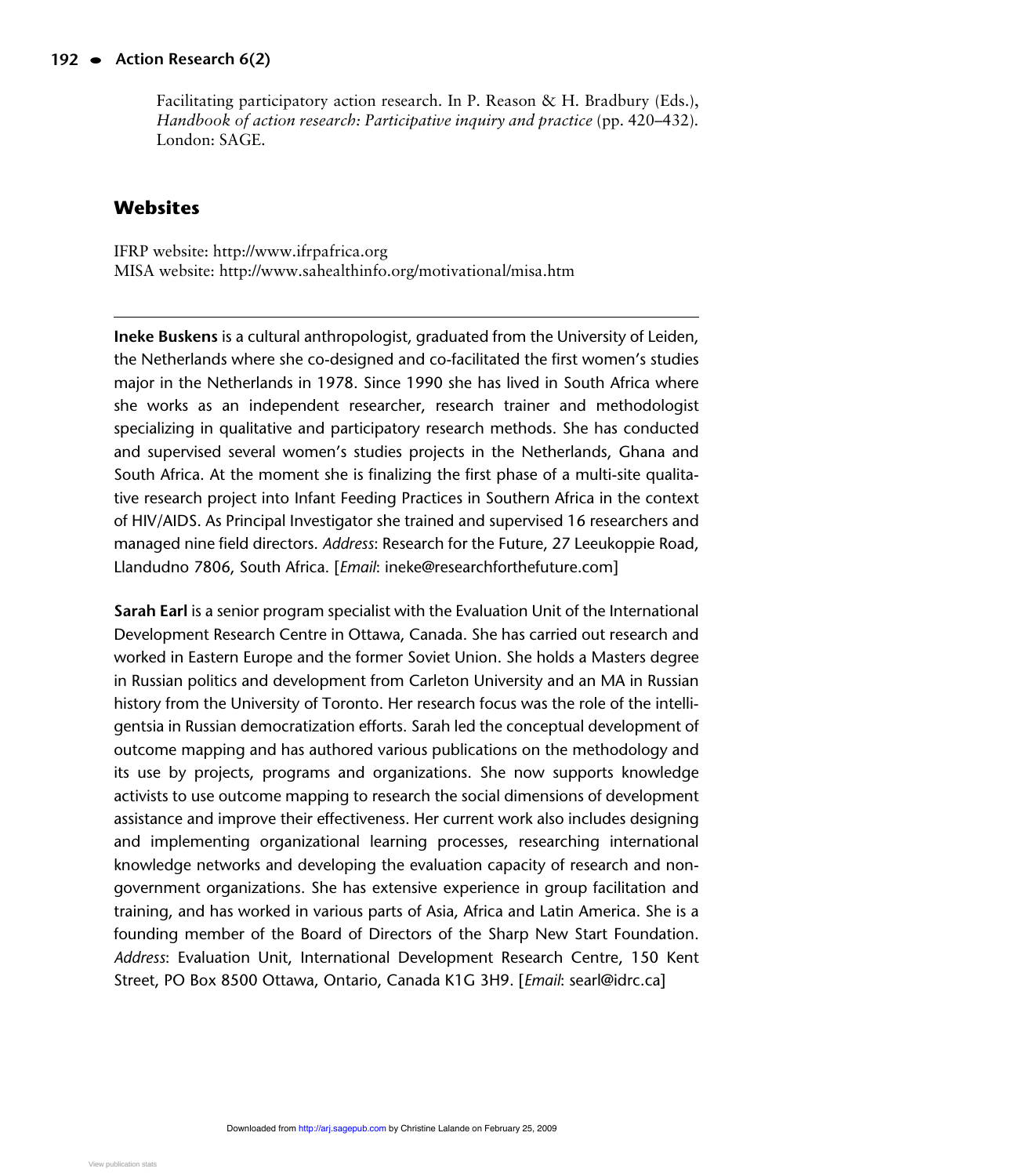Facilitating participatory action research. In P. Reason & H. Bradbury (Eds.), *Handbook of action research: Participative inquiry and practice* (pp. 420–432). London: SAGE.

## Websites

IFRP website: http://www.ifrpafrica.org
MISA website: http://www.sahealthinfo.org/motivational/misa.htm

---

**Ineke Buskens** is a cultural anthropologist, graduated from the University of Leiden, the Netherlands where she co-designed and co-facilitated the first women's studies major in the Netherlands in 1978. Since 1990 she has lived in South Africa where she works as an independent researcher, research trainer and methodologist specializing in qualitative and participatory research methods. She has conducted and supervised several women's studies projects in the Netherlands, Ghana and South Africa. At the moment she is finalizing the first phase of a multi-site qualitative research project into Infant Feeding Practices in Southern Africa in the context of HIV/AIDS. As Principal Investigator she trained and supervised 16 researchers and managed nine field directors. *Address*: Research for the Future, 27 Leeukoppie Road, Llandudno 7806, South Africa. [*Email*: ineke@researchforthefuture.com]

**Sarah Earl** is a senior program specialist with the Evaluation Unit of the International Development Research Centre in Ottawa, Canada. She has carried out research and worked in Eastern Europe and the former Soviet Union. She holds a Masters degree in Russian politics and development from Carleton University and an MA in Russian history from the University of Toronto. Her research focus was the role of the intelligentsia in Russian democratization efforts. Sarah led the conceptual development of outcome mapping and has authored various publications on the methodology and its use by projects, programs and organizations. She now supports knowledge activists to use outcome mapping to research the social dimensions of development assistance and improve their effectiveness. Her current work also includes designing and implementing organizational learning processes, researching international knowledge networks and developing the evaluation capacity of research and non-government organizations. She has extensive experience in group facilitation and training, and has worked in various parts of Asia, Africa and Latin America. She is a founding member of the Board of Directors of the Sharp New Start Foundation. *Address*: Evaluation Unit, International Development Research Centre, 150 Kent Street, PO Box 8500 Ottawa, Ontario, Canada K1G 3H9. [*Email*: searl@idrc.ca]